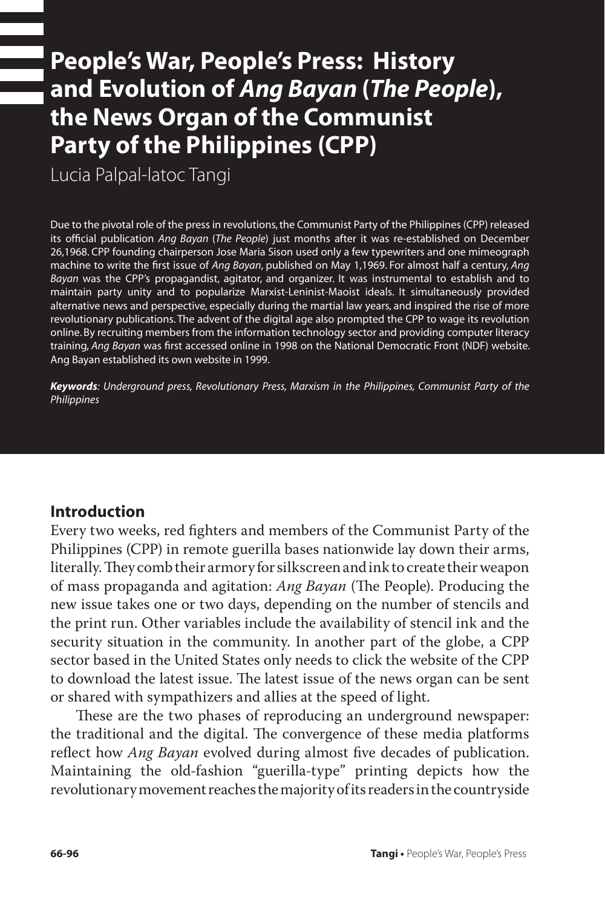# People's War, People's Press: History and Evolution of *Ang Bayan* (*The People*), the News Organ of the Communist Party of the Philippines (CPP)

Lucia Palpal-latoc Tangi

Due to the pivotal role of the press in revolutions, the Communist Party of the Philippines (CPP) released its official publication *Ang Bayan* (*The People*) just months after it was re-established on December 26,1968. CPP founding chairperson Jose Maria Sison used only a few typewriters and one mimeograph machine to write the first issue of *Ang Bayan*, published on May 1,1969. For almost half a century, *Ang Bayan* was the CPP's propagandist, agitator, and organizer. It was instrumental to establish and to maintain party unity and to popularize Marxist-Leninist-Maoist ideals. It simultaneously provided alternative news and perspective, especially during the martial law years, and inspired the rise of more revolutionary publications. The advent of the digital age also prompted the CPP to wage its revolution online. By recruiting members from the information technology sector and providing computer literacy training, *Ang Bayan* was first accessed online in 1998 on the National Democratic Front (NDF) website. Ang Bayan established its own website in 1999.

***Keywords**: Underground press, Revolutionary Press, Marxism in the Philippines, Communist Party of the Philippines*

## Introduction

Every two weeks, red fighters and members of the Communist Party of the Philippines (CPP) in remote guerilla bases nationwide lay down their arms, literally. They comb their armory for silkscreen and ink to create their weapon of mass propaganda and agitation: *Ang Bayan* (The People). Producing the new issue takes one or two days, depending on the number of stencils and the print run. Other variables include the availability of stencil ink and the security situation in the community. In another part of the globe, a CPP sector based in the United States only needs to click the website of the CPP to download the latest issue. The latest issue of the news organ can be sent or shared with sympathizers and allies at the speed of light.

These are the two phases of reproducing an underground newspaper: the traditional and the digital. The convergence of these media platforms reflect how *Ang Bayan* evolved during almost five decades of publication. Maintaining the old-fashion "guerilla-type" printing depicts how the revolutionary movement reaches the majority of its readers in the countryside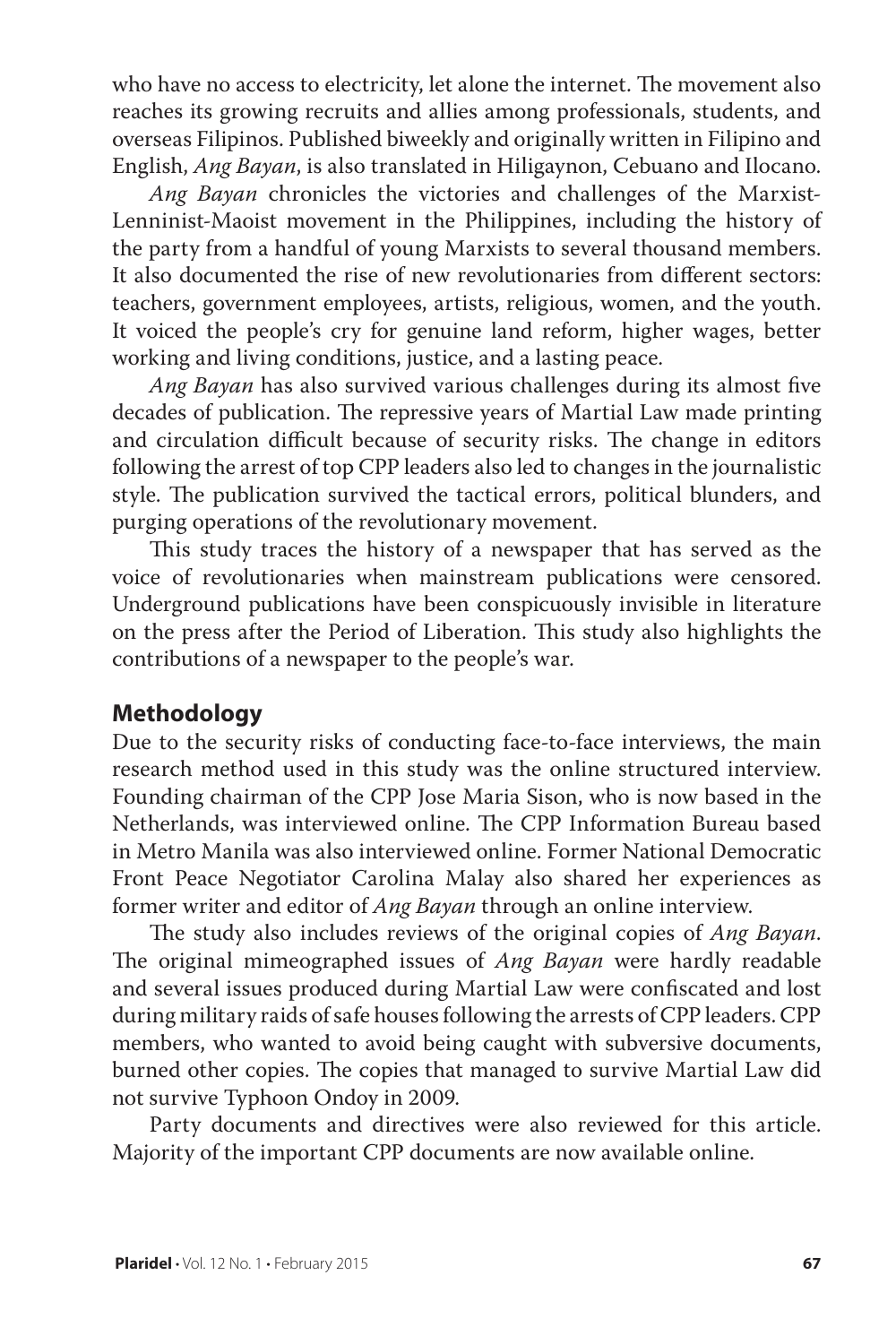who have no access to electricity, let alone the internet. The movement also reaches its growing recruits and allies among professionals, students, and overseas Filipinos. Published biweekly and originally written in Filipino and English, *Ang Bayan*, is also translated in Hiligaynon, Cebuano and Ilocano.

*Ang Bayan* chronicles the victories and challenges of the Marxist-Lenninist-Maoist movement in the Philippines, including the history of the party from a handful of young Marxists to several thousand members. It also documented the rise of new revolutionaries from different sectors: teachers, government employees, artists, religious, women, and the youth. It voiced the people's cry for genuine land reform, higher wages, better working and living conditions, justice, and a lasting peace.

*Ang Bayan* has also survived various challenges during its almost five decades of publication. The repressive years of Martial Law made printing and circulation difficult because of security risks. The change in editors following the arrest of top CPP leaders also led to changes in the journalistic style. The publication survived the tactical errors, political blunders, and purging operations of the revolutionary movement.

This study traces the history of a newspaper that has served as the voice of revolutionaries when mainstream publications were censored. Underground publications have been conspicuously invisible in literature on the press after the Period of Liberation. This study also highlights the contributions of a newspaper to the people's war.

## Methodology

Due to the security risks of conducting face-to-face interviews, the main research method used in this study was the online structured interview. Founding chairman of the CPP Jose Maria Sison, who is now based in the Netherlands, was interviewed online. The CPP Information Bureau based in Metro Manila was also interviewed online. Former National Democratic Front Peace Negotiator Carolina Malay also shared her experiences as former writer and editor of *Ang Bayan* through an online interview.

The study also includes reviews of the original copies of *Ang Bayan*. The original mimeographed issues of *Ang Bayan* were hardly readable and several issues produced during Martial Law were confiscated and lost during military raids of safe houses following the arrests of CPP leaders. CPP members, who wanted to avoid being caught with subversive documents, burned other copies. The copies that managed to survive Martial Law did not survive Typhoon Ondoy in 2009.

Party documents and directives were also reviewed for this article. Majority of the important CPP documents are now available online.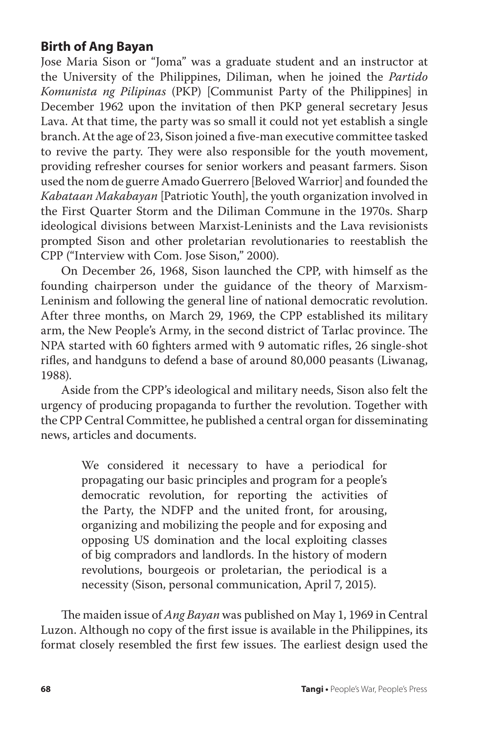## Birth of Ang Bayan

Jose Maria Sison or "Joma" was a graduate student and an instructor at the University of the Philippines, Diliman, when he joined the *Partido Komunista ng Pilipinas* (PKP) [Communist Party of the Philippines] in December 1962 upon the invitation of then PKP general secretary Jesus Lava. At that time, the party was so small it could not yet establish a single branch. At the age of 23, Sison joined a five-man executive committee tasked to revive the party. They were also responsible for the youth movement, providing refresher courses for senior workers and peasant farmers. Sison used the nom de guerre Amado Guerrero [Beloved Warrior] and founded the *Kabataan Makabayan* [Patriotic Youth], the youth organization involved in the First Quarter Storm and the Diliman Commune in the 1970s. Sharp ideological divisions between Marxist-Leninists and the Lava revisionists prompted Sison and other proletarian revolutionaries to reestablish the CPP ("Interview with Com. Jose Sison," 2000).

On December 26, 1968, Sison launched the CPP, with himself as the founding chairperson under the guidance of the theory of Marxism-Leninism and following the general line of national democratic revolution. After three months, on March 29, 1969, the CPP established its military arm, the New People's Army, in the second district of Tarlac province. The NPA started with 60 fighters armed with 9 automatic rifles, 26 single-shot rifles, and handguns to defend a base of around 80,000 peasants (Liwanag, 1988).

Aside from the CPP's ideological and military needs, Sison also felt the urgency of producing propaganda to further the revolution. Together with the CPP Central Committee, he published a central organ for disseminating news, articles and documents.

> We considered it necessary to have a periodical for propagating our basic principles and program for a people's democratic revolution, for reporting the activities of the Party, the NDFP and the united front, for arousing, organizing and mobilizing the people and for exposing and opposing US domination and the local exploiting classes of big compradors and landlords. In the history of modern revolutions, bourgeois or proletarian, the periodical is a necessity (Sison, personal communication, April 7, 2015).

The maiden issue of *Ang Bayan* was published on May 1, 1969 in Central Luzon. Although no copy of the first issue is available in the Philippines, its format closely resembled the first few issues. The earliest design used the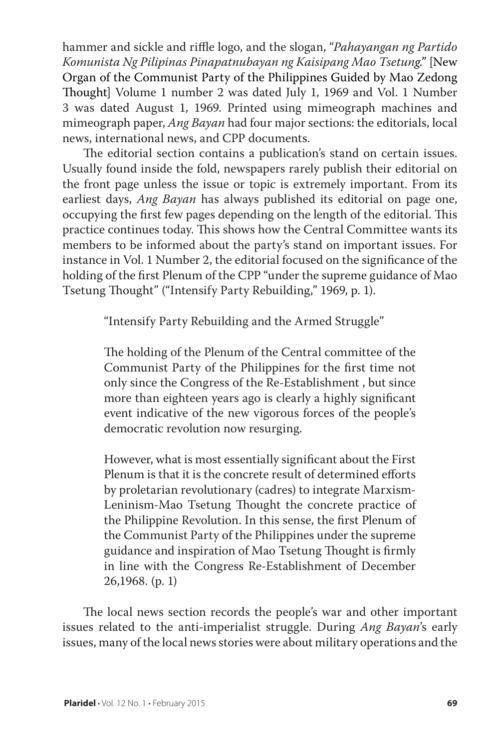hammer and sickle and riffle logo, and the slogan, "*Pahayangan ng Partido Komunista Ng Pilipinas Pinapatnubayan ng Kaisipang Mao Tsetung*." [New Organ of the Communist Party of the Philippines Guided by Mao Zedong Thought] Volume 1 number 2 was dated July 1, 1969 and Vol. 1 Number 3 was dated August 1, 1969. Printed using mimeograph machines and mimeograph paper, *Ang Bayan* had four major sections: the editorials, local news, international news, and CPP documents.

The editorial section contains a publication's stand on certain issues. Usually found inside the fold, newspapers rarely publish their editorial on the front page unless the issue or topic is extremely important. From its earliest days, *Ang Bayan* has always published its editorial on page one, occupying the first few pages depending on the length of the editorial. This practice continues today. This shows how the Central Committee wants its members to be informed about the party's stand on important issues. For instance in Vol. 1 Number 2, the editorial focused on the significance of the holding of the first Plenum of the CPP "under the supreme guidance of Mao Tsetung Thought" ("Intensify Party Rebuilding," 1969, p. 1).

> "Intensify Party Rebuilding and the Armed Struggle"
>
> The holding of the Plenum of the Central committee of the Communist Party of the Philippines for the first time not only since the Congress of the Re-Establishment , but since more than eighteen years ago is clearly a highly significant event indicative of the new vigorous forces of the people's democratic revolution now resurging.
>
> However, what is most essentially significant about the First Plenum is that it is the concrete result of determined efforts by proletarian revolutionary (cadres) to integrate Marxism-Leninism-Mao Tsetung Thought the concrete practice of the Philippine Revolution. In this sense, the first Plenum of the Communist Party of the Philippines under the supreme guidance and inspiration of Mao Tsetung Thought is firmly in line with the Congress Re-Establishment of December 26,1968. (p. 1)

The local news section records the people's war and other important issues related to the anti-imperialist struggle. During *Ang Bayan*'s early issues, many of the local news stories were about military operations and the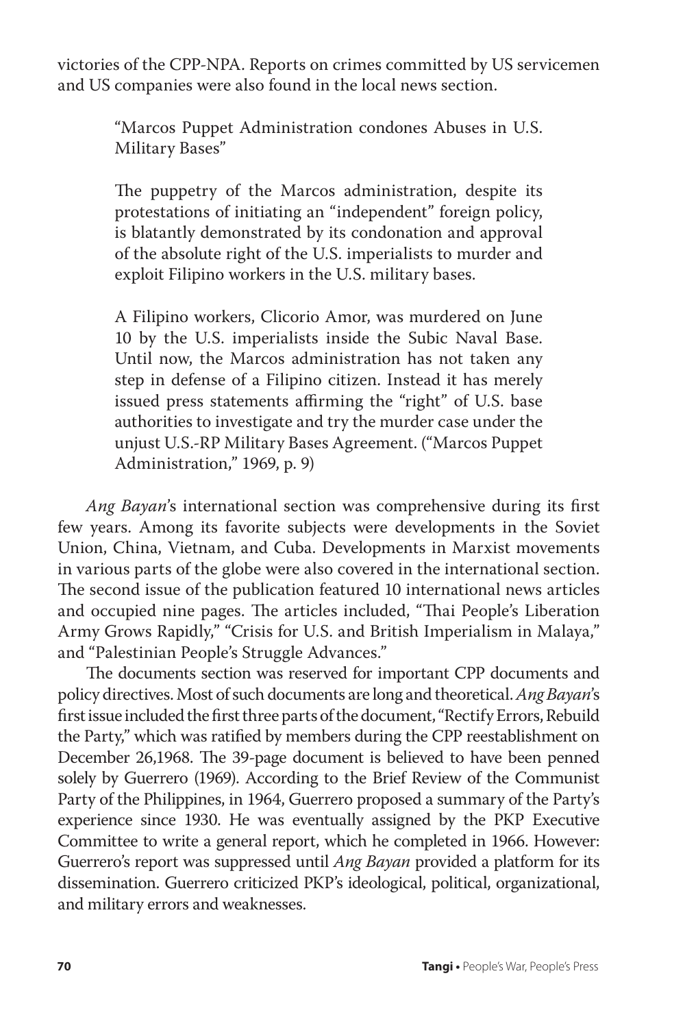victories of the CPP-NPA. Reports on crimes committed by US servicemen and US companies were also found in the local news section.

> "Marcos Puppet Administration condones Abuses in U.S. Military Bases"
>
> The puppetry of the Marcos administration, despite its protestations of initiating an "independent" foreign policy, is blatantly demonstrated by its condonation and approval of the absolute right of the U.S. imperialists to murder and exploit Filipino workers in the U.S. military bases.
>
> A Filipino workers, Clicorio Amor, was murdered on June 10 by the U.S. imperialists inside the Subic Naval Base. Until now, the Marcos administration has not taken any step in defense of a Filipino citizen. Instead it has merely issued press statements affirming the "right" of U.S. base authorities to investigate and try the murder case under the unjust U.S.-RP Military Bases Agreement. ("Marcos Puppet Administration," 1969, p. 9)

*Ang Bayan*'s international section was comprehensive during its first few years. Among its favorite subjects were developments in the Soviet Union, China, Vietnam, and Cuba. Developments in Marxist movements in various parts of the globe were also covered in the international section. The second issue of the publication featured 10 international news articles and occupied nine pages. The articles included, "Thai People's Liberation Army Grows Rapidly," "Crisis for U.S. and British Imperialism in Malaya," and "Palestinian People's Struggle Advances."

The documents section was reserved for important CPP documents and policy directives. Most of such documents are long and theoretical. *Ang Bayan*'s first issue included the first three parts of the document, "Rectify Errors, Rebuild the Party," which was ratified by members during the CPP reestablishment on December 26,1968. The 39-page document is believed to have been penned solely by Guerrero (1969). According to the Brief Review of the Communist Party of the Philippines, in 1964, Guerrero proposed a summary of the Party's experience since 1930. He was eventually assigned by the PKP Executive Committee to write a general report, which he completed in 1966. However: Guerrero's report was suppressed until *Ang Bayan* provided a platform for its dissemination. Guerrero criticized PKP's ideological, political, organizational, and military errors and weaknesses.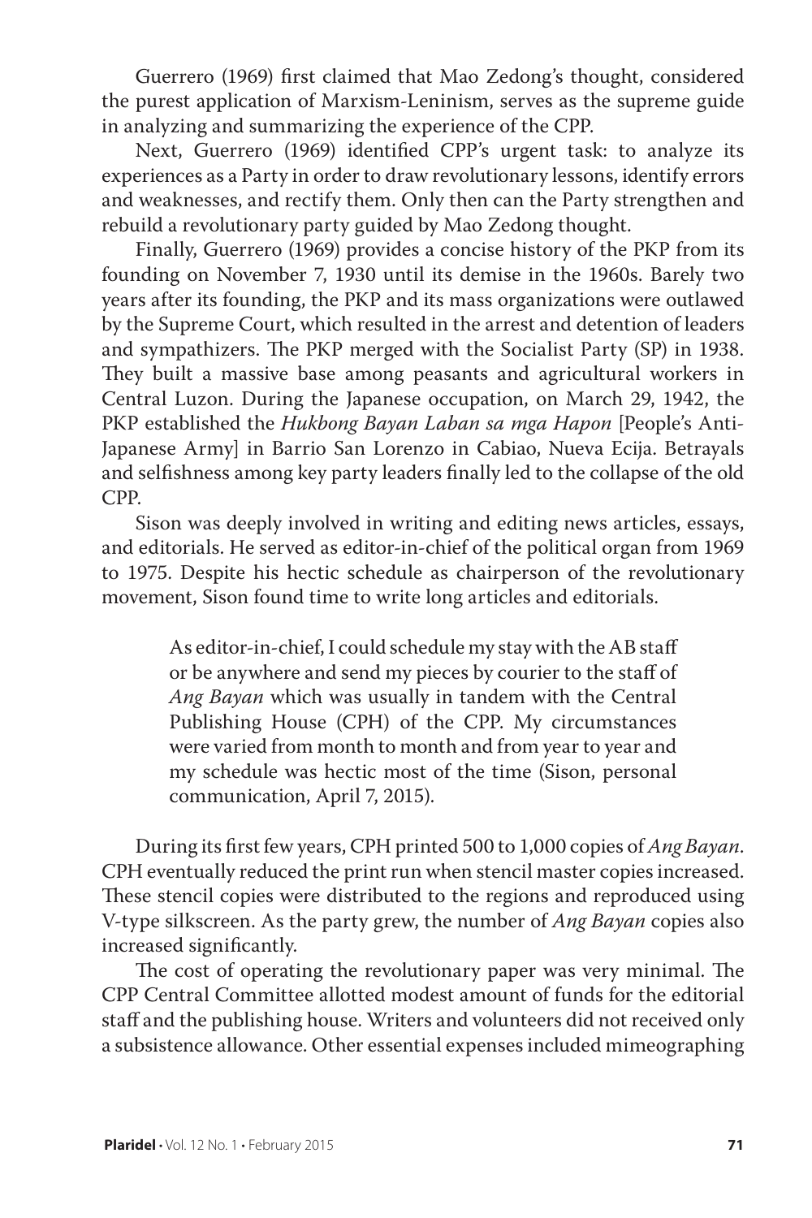Guerrero (1969) first claimed that Mao Zedong's thought, considered the purest application of Marxism-Leninism, serves as the supreme guide in analyzing and summarizing the experience of the CPP.

Next, Guerrero (1969) identified CPP's urgent task: to analyze its experiences as a Party in order to draw revolutionary lessons, identify errors and weaknesses, and rectify them. Only then can the Party strengthen and rebuild a revolutionary party guided by Mao Zedong thought.

Finally, Guerrero (1969) provides a concise history of the PKP from its founding on November 7, 1930 until its demise in the 1960s. Barely two years after its founding, the PKP and its mass organizations were outlawed by the Supreme Court, which resulted in the arrest and detention of leaders and sympathizers. The PKP merged with the Socialist Party (SP) in 1938. They built a massive base among peasants and agricultural workers in Central Luzon. During the Japanese occupation, on March 29, 1942, the PKP established the *Hukbong Bayan Laban sa mga Hapon* [People's Anti-Japanese Army] in Barrio San Lorenzo in Cabiao, Nueva Ecija. Betrayals and selfishness among key party leaders finally led to the collapse of the old CPP.

Sison was deeply involved in writing and editing news articles, essays, and editorials. He served as editor-in-chief of the political organ from 1969 to 1975. Despite his hectic schedule as chairperson of the revolutionary movement, Sison found time to write long articles and editorials.

> As editor-in-chief, I could schedule my stay with the AB staff or be anywhere and send my pieces by courier to the staff of *Ang Bayan* which was usually in tandem with the Central Publishing House (CPH) of the CPP. My circumstances were varied from month to month and from year to year and my schedule was hectic most of the time (Sison, personal communication, April 7, 2015).

During its first few years, CPH printed 500 to 1,000 copies of *Ang Bayan*. CPH eventually reduced the print run when stencil master copies increased. These stencil copies were distributed to the regions and reproduced using V-type silkscreen. As the party grew, the number of *Ang Bayan* copies also increased significantly.

The cost of operating the revolutionary paper was very minimal. The CPP Central Committee allotted modest amount of funds for the editorial staff and the publishing house. Writers and volunteers did not received only a subsistence allowance. Other essential expenses included mimeographing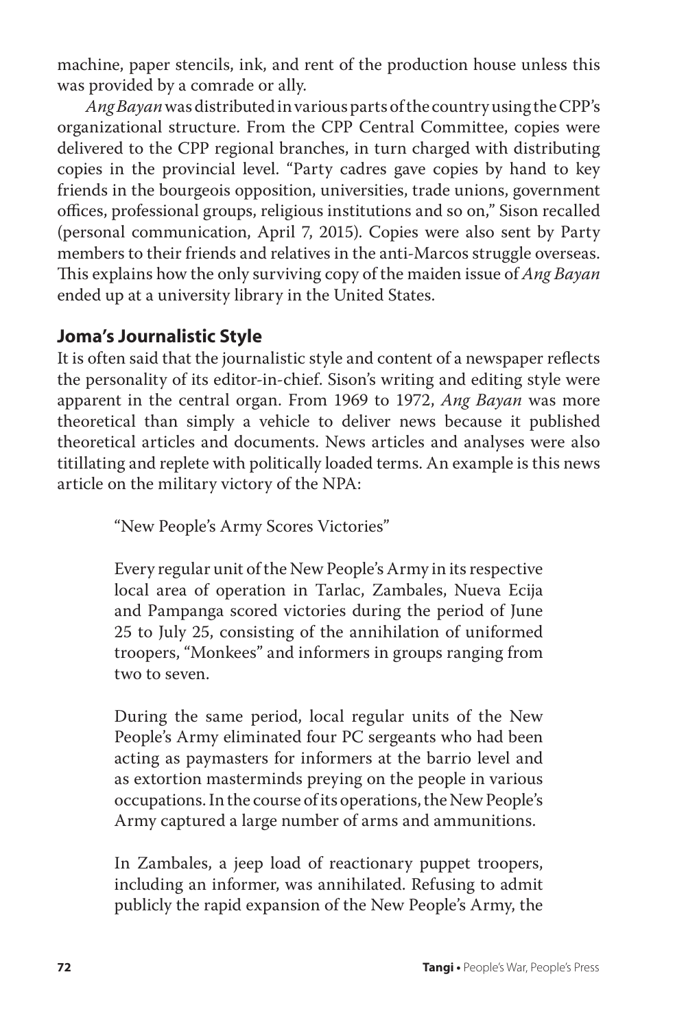machine, paper stencils, ink, and rent of the production house unless this was provided by a comrade or ally.

*Ang Bayan* was distributed in various parts of the country using the CPP's organizational structure. From the CPP Central Committee, copies were delivered to the CPP regional branches, in turn charged with distributing copies in the provincial level. "Party cadres gave copies by hand to key friends in the bourgeois opposition, universities, trade unions, government offices, professional groups, religious institutions and so on," Sison recalled (personal communication, April 7, 2015). Copies were also sent by Party members to their friends and relatives in the anti-Marcos struggle overseas. This explains how the only surviving copy of the maiden issue of *Ang Bayan* ended up at a university library in the United States.

## Joma's Journalistic Style

It is often said that the journalistic style and content of a newspaper reflects the personality of its editor-in-chief. Sison's writing and editing style were apparent in the central organ. From 1969 to 1972, *Ang Bayan* was more theoretical than simply a vehicle to deliver news because it published theoretical articles and documents. News articles and analyses were also titillating and replete with politically loaded terms. An example is this news article on the military victory of the NPA:

> "New People's Army Scores Victories"
>
> Every regular unit of the New People's Army in its respective local area of operation in Tarlac, Zambales, Nueva Ecija and Pampanga scored victories during the period of June 25 to July 25, consisting of the annihilation of uniformed troopers, "Monkees" and informers in groups ranging from two to seven.
>
> During the same period, local regular units of the New People's Army eliminated four PC sergeants who had been acting as paymasters for informers at the barrio level and as extortion masterminds preying on the people in various occupations. In the course of its operations, the New People's Army captured a large number of arms and ammunitions.
>
> In Zambales, a jeep load of reactionary puppet troopers, including an informer, was annihilated. Refusing to admit publicly the rapid expansion of the New People's Army, the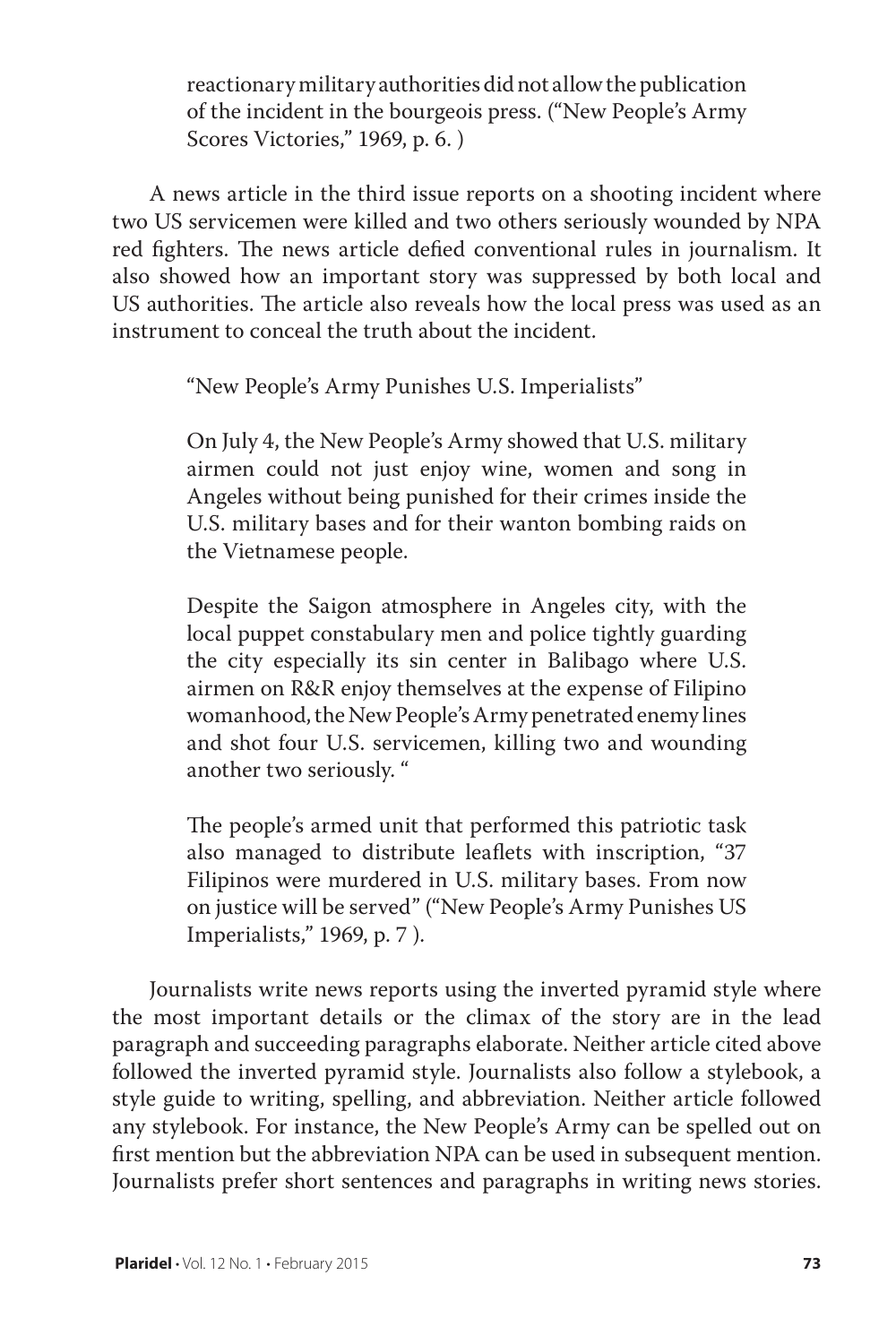> reactionary military authorities did not allow the publication of the incident in the bourgeois press. ("New People's Army Scores Victories," 1969, p. 6. )

A news article in the third issue reports on a shooting incident where two US servicemen were killed and two others seriously wounded by NPA red fighters. The news article defied conventional rules in journalism. It also showed how an important story was suppressed by both local and US authorities. The article also reveals how the local press was used as an instrument to conceal the truth about the incident.

> "New People's Army Punishes U.S. Imperialists"
>
> On July 4, the New People's Army showed that U.S. military airmen could not just enjoy wine, women and song in Angeles without being punished for their crimes inside the U.S. military bases and for their wanton bombing raids on the Vietnamese people.
>
> Despite the Saigon atmosphere in Angeles city, with the local puppet constabulary men and police tightly guarding the city especially its sin center in Balibago where U.S. airmen on R&R enjoy themselves at the expense of Filipino womanhood, the New People's Army penetrated enemy lines and shot four U.S. servicemen, killing two and wounding another two seriously. "
>
> The people's armed unit that performed this patriotic task also managed to distribute leaflets with inscription, "37 Filipinos were murdered in U.S. military bases. From now on justice will be served" ("New People's Army Punishes US Imperialists," 1969, p. 7 ).

Journalists write news reports using the inverted pyramid style where the most important details or the climax of the story are in the lead paragraph and succeeding paragraphs elaborate. Neither article cited above followed the inverted pyramid style. Journalists also follow a stylebook, a style guide to writing, spelling, and abbreviation. Neither article followed any stylebook. For instance, the New People's Army can be spelled out on first mention but the abbreviation NPA can be used in subsequent mention. Journalists prefer short sentences and paragraphs in writing news stories.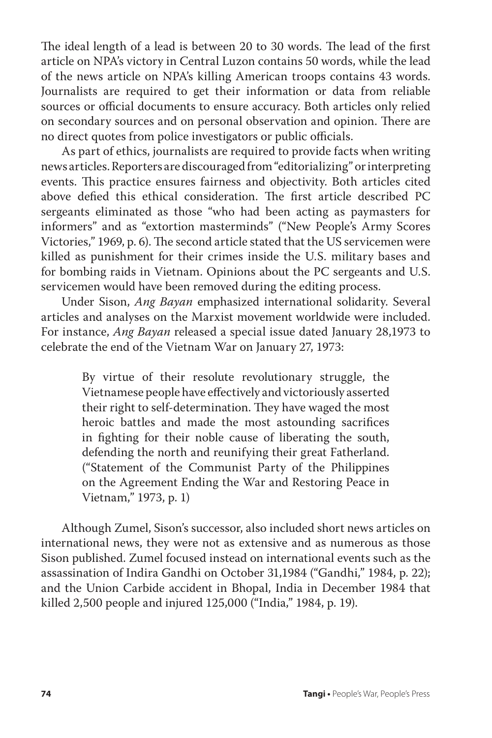The ideal length of a lead is between 20 to 30 words. The lead of the first article on NPA's victory in Central Luzon contains 50 words, while the lead of the news article on NPA's killing American troops contains 43 words. Journalists are required to get their information or data from reliable sources or official documents to ensure accuracy. Both articles only relied on secondary sources and on personal observation and opinion. There are no direct quotes from police investigators or public officials.

As part of ethics, journalists are required to provide facts when writing news articles. Reporters are discouraged from "editorializing" or interpreting events. This practice ensures fairness and objectivity. Both articles cited above defied this ethical consideration. The first article described PC sergeants eliminated as those "who had been acting as paymasters for informers" and as "extortion masterminds" ("New People's Army Scores Victories," 1969, p. 6). The second article stated that the US servicemen were killed as punishment for their crimes inside the U.S. military bases and for bombing raids in Vietnam. Opinions about the PC sergeants and U.S. servicemen would have been removed during the editing process.

Under Sison, *Ang Bayan* emphasized international solidarity. Several articles and analyses on the Marxist movement worldwide were included. For instance, *Ang Bayan* released a special issue dated January 28,1973 to celebrate the end of the Vietnam War on January 27, 1973:

> By virtue of their resolute revolutionary struggle, the Vietnamese people have effectively and victoriously asserted their right to self-determination. They have waged the most heroic battles and made the most astounding sacrifices in fighting for their noble cause of liberating the south, defending the north and reunifying their great Fatherland. ("Statement of the Communist Party of the Philippines on the Agreement Ending the War and Restoring Peace in Vietnam," 1973, p. 1)

Although Zumel, Sison's successor, also included short news articles on international news, they were not as extensive and as numerous as those Sison published. Zumel focused instead on international events such as the assassination of Indira Gandhi on October 31,1984 ("Gandhi," 1984, p. 22); and the Union Carbide accident in Bhopal, India in December 1984 that killed 2,500 people and injured 125,000 ("India," 1984, p. 19).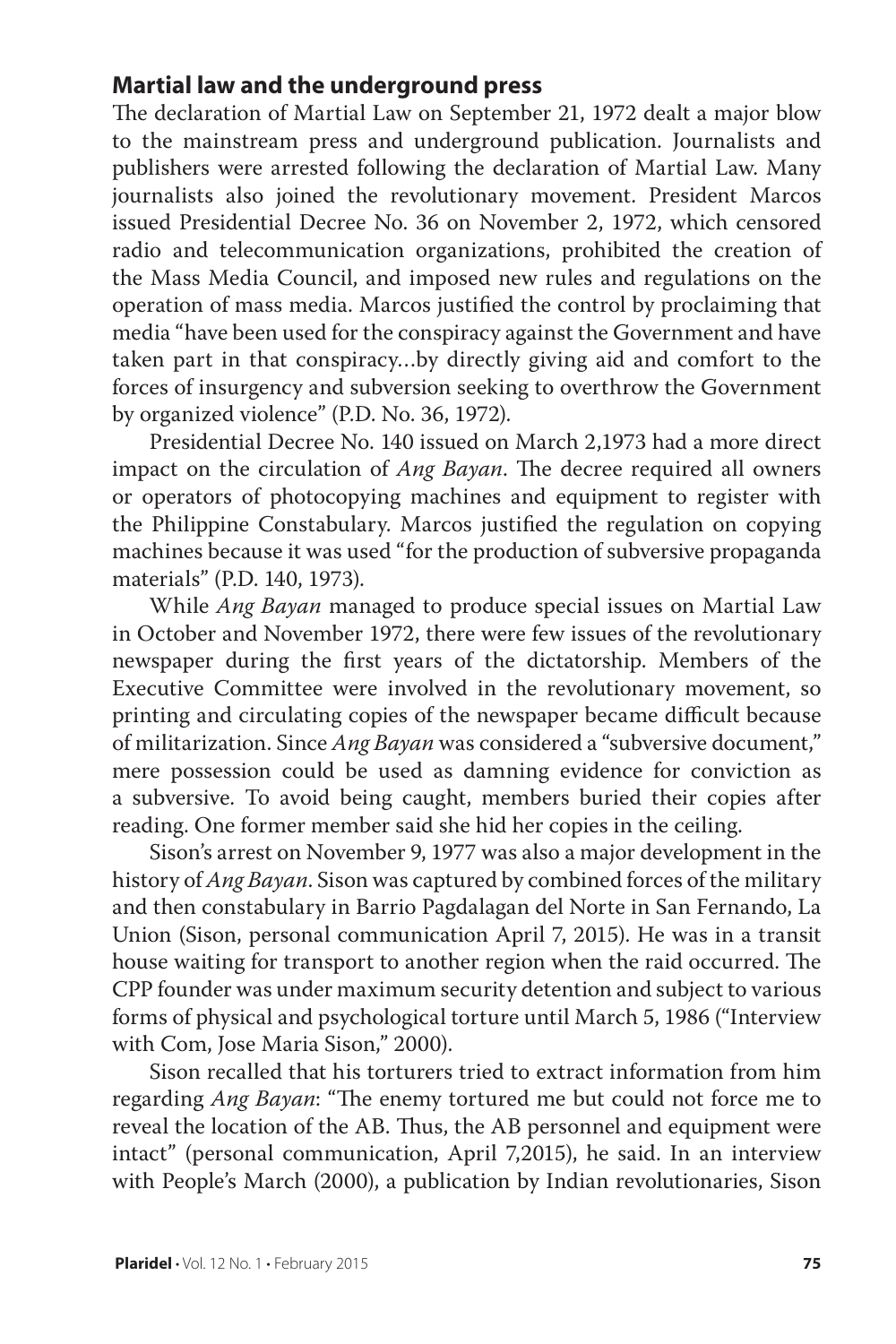## Martial law and the underground press

The declaration of Martial Law on September 21, 1972 dealt a major blow to the mainstream press and underground publication. Journalists and publishers were arrested following the declaration of Martial Law. Many journalists also joined the revolutionary movement. President Marcos issued Presidential Decree No. 36 on November 2, 1972, which censored radio and telecommunication organizations, prohibited the creation of the Mass Media Council, and imposed new rules and regulations on the operation of mass media. Marcos justified the control by proclaiming that media "have been used for the conspiracy against the Government and have taken part in that conspiracy…by directly giving aid and comfort to the forces of insurgency and subversion seeking to overthrow the Government by organized violence" (P.D. No. 36, 1972).

Presidential Decree No. 140 issued on March 2,1973 had a more direct impact on the circulation of *Ang Bayan*. The decree required all owners or operators of photocopying machines and equipment to register with the Philippine Constabulary. Marcos justified the regulation on copying machines because it was used "for the production of subversive propaganda materials" (P.D. 140, 1973).

While *Ang Bayan* managed to produce special issues on Martial Law in October and November 1972, there were few issues of the revolutionary newspaper during the first years of the dictatorship. Members of the Executive Committee were involved in the revolutionary movement, so printing and circulating copies of the newspaper became difficult because of militarization. Since *Ang Bayan* was considered a "subversive document," mere possession could be used as damning evidence for conviction as a subversive. To avoid being caught, members buried their copies after reading. One former member said she hid her copies in the ceiling.

Sison's arrest on November 9, 1977 was also a major development in the history of *Ang Bayan*. Sison was captured by combined forces of the military and then constabulary in Barrio Pagdalagan del Norte in San Fernando, La Union (Sison, personal communication April 7, 2015). He was in a transit house waiting for transport to another region when the raid occurred. The CPP founder was under maximum security detention and subject to various forms of physical and psychological torture until March 5, 1986 ("Interview with Com, Jose Maria Sison," 2000).

Sison recalled that his torturers tried to extract information from him regarding *Ang Bayan*: "The enemy tortured me but could not force me to reveal the location of the AB. Thus, the AB personnel and equipment were intact" (personal communication, April 7,2015), he said. In an interview with People's March (2000), a publication by Indian revolutionaries, Sison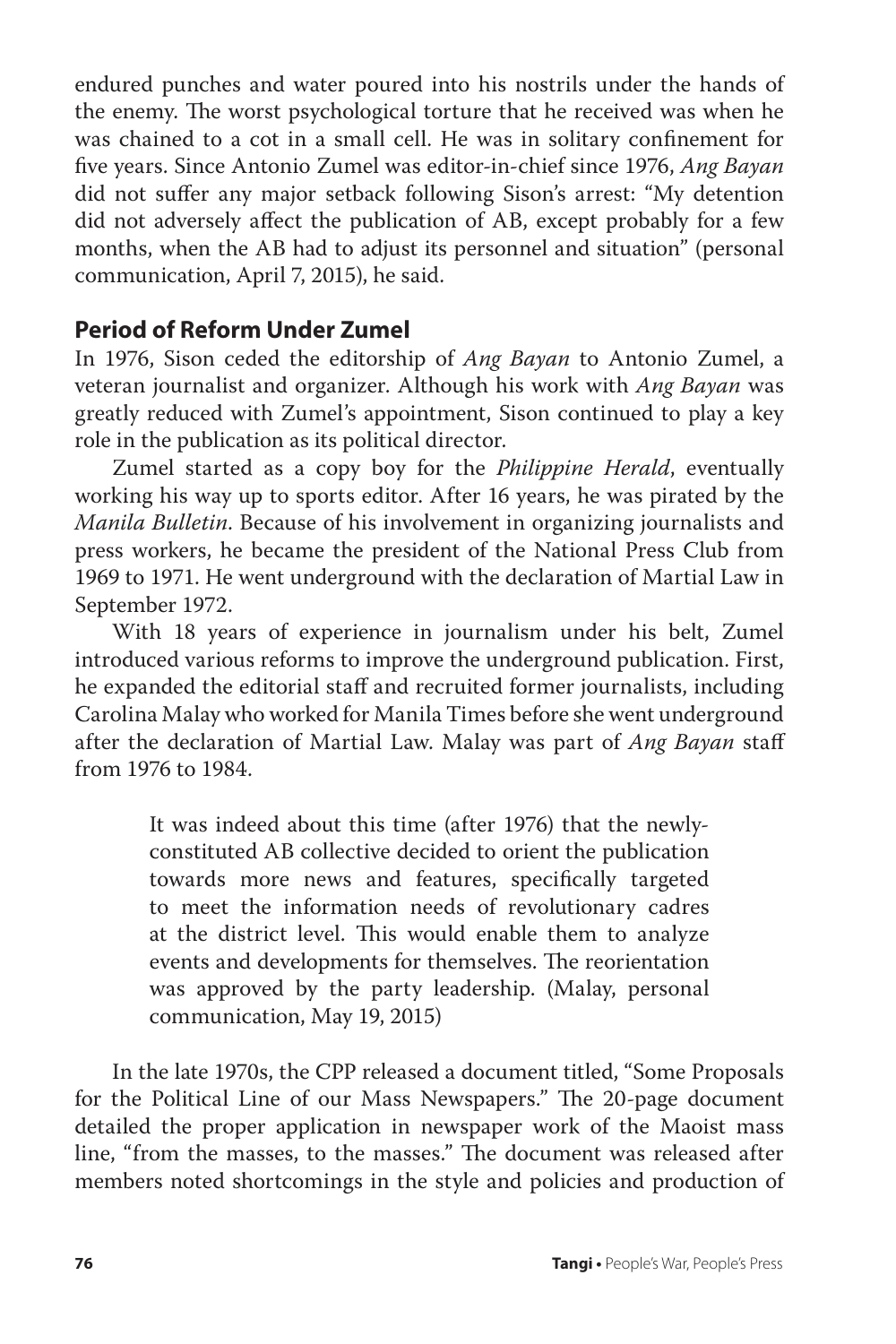endured punches and water poured into his nostrils under the hands of the enemy. The worst psychological torture that he received was when he was chained to a cot in a small cell. He was in solitary confinement for five years. Since Antonio Zumel was editor-in-chief since 1976, *Ang Bayan* did not suffer any major setback following Sison's arrest: "My detention did not adversely affect the publication of AB, except probably for a few months, when the AB had to adjust its personnel and situation" (personal communication, April 7, 2015), he said.

## Period of Reform Under Zumel

In 1976, Sison ceded the editorship of *Ang Bayan* to Antonio Zumel, a veteran journalist and organizer. Although his work with *Ang Bayan* was greatly reduced with Zumel's appointment, Sison continued to play a key role in the publication as its political director.

Zumel started as a copy boy for the *Philippine Herald*, eventually working his way up to sports editor. After 16 years, he was pirated by the *Manila Bulletin*. Because of his involvement in organizing journalists and press workers, he became the president of the National Press Club from 1969 to 1971. He went underground with the declaration of Martial Law in September 1972.

With 18 years of experience in journalism under his belt, Zumel introduced various reforms to improve the underground publication. First, he expanded the editorial staff and recruited former journalists, including Carolina Malay who worked for Manila Times before she went underground after the declaration of Martial Law. Malay was part of *Ang Bayan* staff from 1976 to 1984.

> It was indeed about this time (after 1976) that the newly-constituted AB collective decided to orient the publication towards more news and features, specifically targeted to meet the information needs of revolutionary cadres at the district level. This would enable them to analyze events and developments for themselves. The reorientation was approved by the party leadership. (Malay, personal communication, May 19, 2015)

In the late 1970s, the CPP released a document titled, "Some Proposals for the Political Line of our Mass Newspapers." The 20-page document detailed the proper application in newspaper work of the Maoist mass line, "from the masses, to the masses." The document was released after members noted shortcomings in the style and policies and production of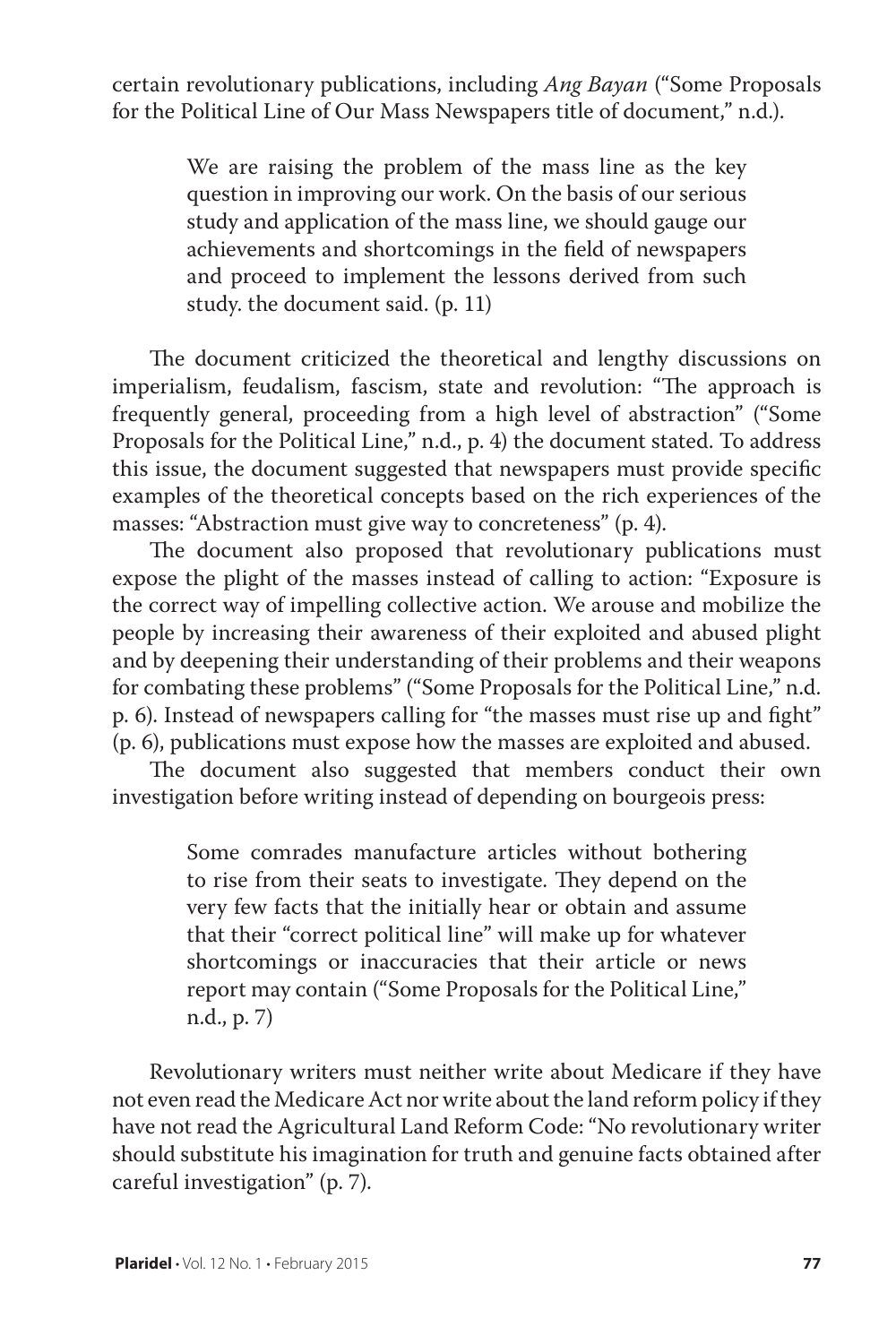certain revolutionary publications, including *Ang Bayan* ("Some Proposals for the Political Line of Our Mass Newspapers title of document," n.d.).

> We are raising the problem of the mass line as the key question in improving our work. On the basis of our serious study and application of the mass line, we should gauge our achievements and shortcomings in the field of newspapers and proceed to implement the lessons derived from such study. the document said. (p. 11)

The document criticized the theoretical and lengthy discussions on imperialism, feudalism, fascism, state and revolution: "The approach is frequently general, proceeding from a high level of abstraction" ("Some Proposals for the Political Line," n.d., p. 4) the document stated. To address this issue, the document suggested that newspapers must provide specific examples of the theoretical concepts based on the rich experiences of the masses: "Abstraction must give way to concreteness" (p. 4).

The document also proposed that revolutionary publications must expose the plight of the masses instead of calling to action: "Exposure is the correct way of impelling collective action. We arouse and mobilize the people by increasing their awareness of their exploited and abused plight and by deepening their understanding of their problems and their weapons for combating these problems" ("Some Proposals for the Political Line," n.d. p. 6). Instead of newspapers calling for "the masses must rise up and fight" (p. 6), publications must expose how the masses are exploited and abused.

The document also suggested that members conduct their own investigation before writing instead of depending on bourgeois press:

> Some comrades manufacture articles without bothering to rise from their seats to investigate. They depend on the very few facts that the initially hear or obtain and assume that their "correct political line" will make up for whatever shortcomings or inaccuracies that their article or news report may contain ("Some Proposals for the Political Line," n.d., p. 7)

Revolutionary writers must neither write about Medicare if they have not even read the Medicare Act nor write about the land reform policy if they have not read the Agricultural Land Reform Code: "No revolutionary writer should substitute his imagination for truth and genuine facts obtained after careful investigation" (p. 7).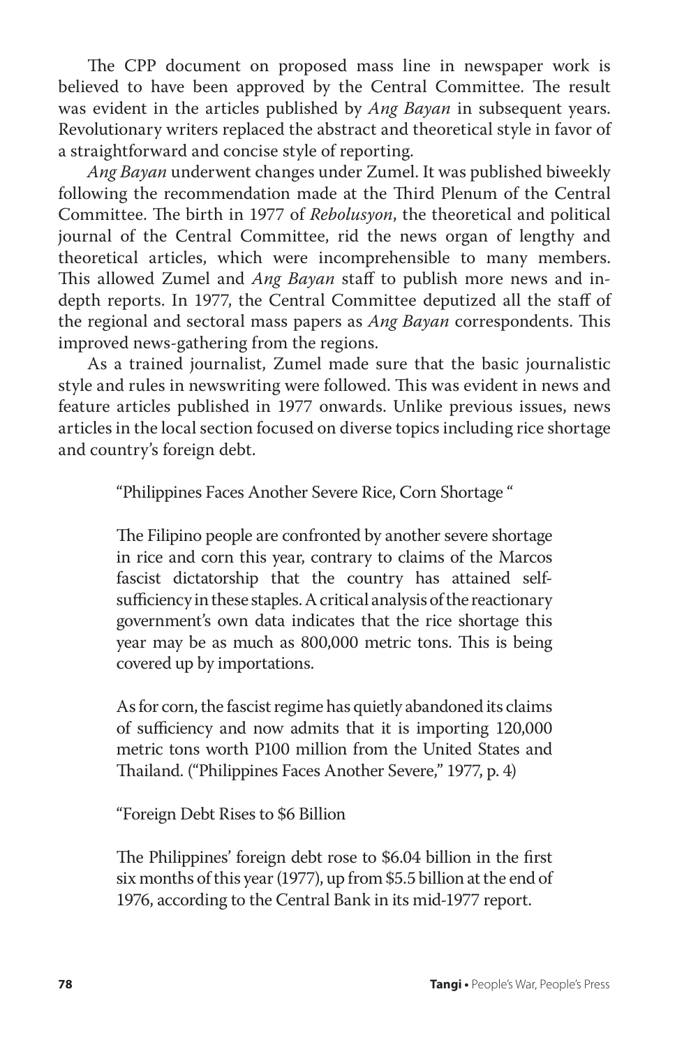The CPP document on proposed mass line in newspaper work is believed to have been approved by the Central Committee. The result was evident in the articles published by *Ang Bayan* in subsequent years. Revolutionary writers replaced the abstract and theoretical style in favor of a straightforward and concise style of reporting.

*Ang Bayan* underwent changes under Zumel. It was published biweekly following the recommendation made at the Third Plenum of the Central Committee. The birth in 1977 of *Rebolusyon*, the theoretical and political journal of the Central Committee, rid the news organ of lengthy and theoretical articles, which were incomprehensible to many members. This allowed Zumel and *Ang Bayan* staff to publish more news and in-depth reports. In 1977, the Central Committee deputized all the staff of the regional and sectoral mass papers as *Ang Bayan* correspondents. This improved news-gathering from the regions.

As a trained journalist, Zumel made sure that the basic journalistic style and rules in newswriting were followed. This was evident in news and feature articles published in 1977 onwards. Unlike previous issues, news articles in the local section focused on diverse topics including rice shortage and country's foreign debt.

> "Philippines Faces Another Severe Rice, Corn Shortage "
>
> The Filipino people are confronted by another severe shortage in rice and corn this year, contrary to claims of the Marcos fascist dictatorship that the country has attained self-sufficiency in these staples. A critical analysis of the reactionary government's own data indicates that the rice shortage this year may be as much as 800,000 metric tons. This is being covered up by importations.
>
> As for corn, the fascist regime has quietly abandoned its claims of sufficiency and now admits that it is importing 120,000 metric tons worth P100 million from the United States and Thailand. ("Philippines Faces Another Severe," 1977, p. 4)
>
> "Foreign Debt Rises to $6 Billion
>
> The Philippines' foreign debt rose to $6.04 billion in the first six months of this year (1977), up from $5.5 billion at the end of 1976, according to the Central Bank in its mid-1977 report.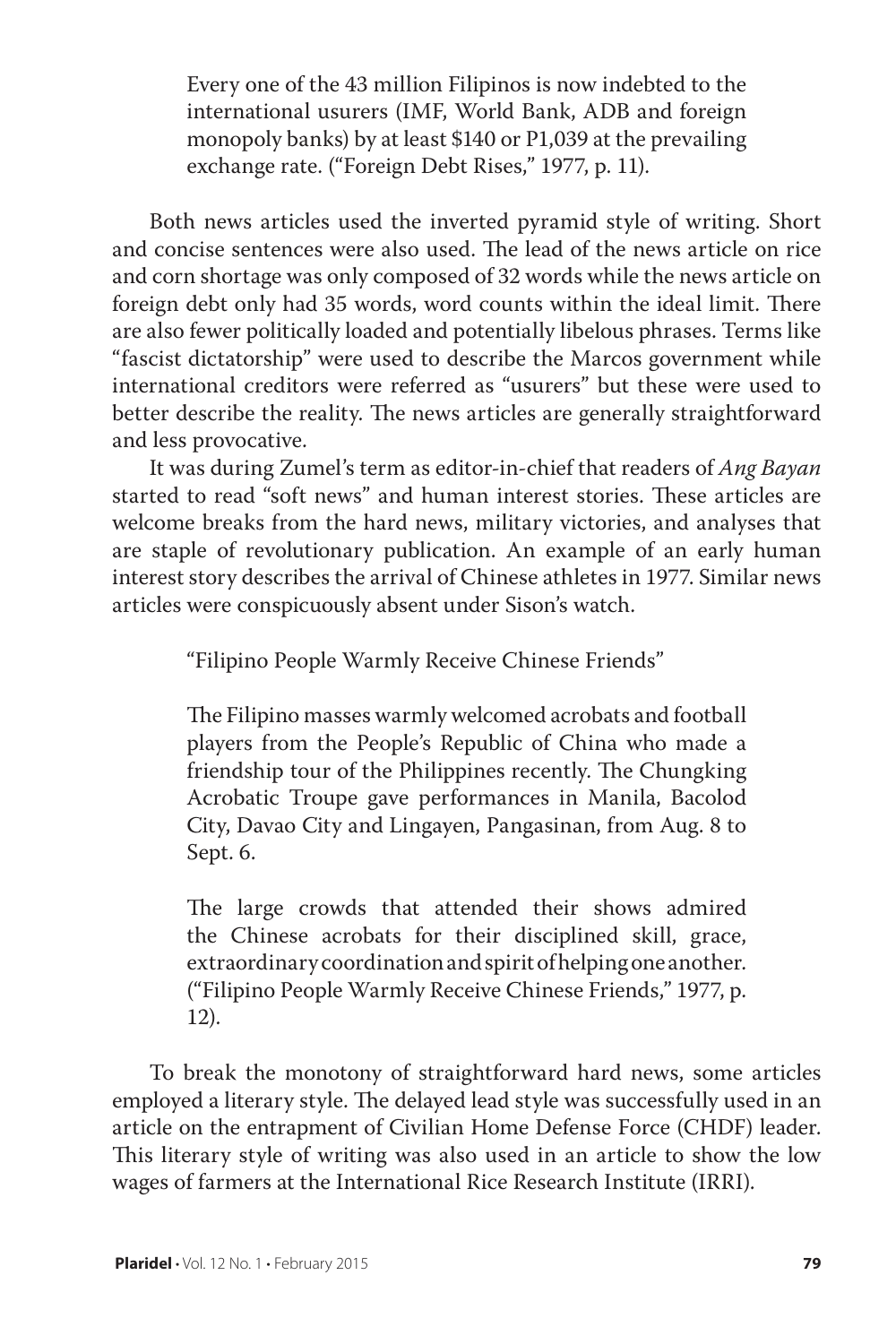> Every one of the 43 million Filipinos is now indebted to the international usurers (IMF, World Bank, ADB and foreign monopoly banks) by at least $140 or P1,039 at the prevailing exchange rate. ("Foreign Debt Rises," 1977, p. 11).

Both news articles used the inverted pyramid style of writing. Short and concise sentences were also used. The lead of the news article on rice and corn shortage was only composed of 32 words while the news article on foreign debt only had 35 words, word counts within the ideal limit. There are also fewer politically loaded and potentially libelous phrases. Terms like "fascist dictatorship" were used to describe the Marcos government while international creditors were referred as "usurers" but these were used to better describe the reality. The news articles are generally straightforward and less provocative.

It was during Zumel's term as editor-in-chief that readers of *Ang Bayan* started to read "soft news" and human interest stories. These articles are welcome breaks from the hard news, military victories, and analyses that are staple of revolutionary publication. An example of an early human interest story describes the arrival of Chinese athletes in 1977. Similar news articles were conspicuously absent under Sison's watch.

> "Filipino People Warmly Receive Chinese Friends"
>
> The Filipino masses warmly welcomed acrobats and football players from the People's Republic of China who made a friendship tour of the Philippines recently. The Chungking Acrobatic Troupe gave performances in Manila, Bacolod City, Davao City and Lingayen, Pangasinan, from Aug. 8 to Sept. 6.
>
> The large crowds that attended their shows admired the Chinese acrobats for their disciplined skill, grace, extraordinary coordination and spirit of helping one another. ("Filipino People Warmly Receive Chinese Friends," 1977, p. 12).

To break the monotony of straightforward hard news, some articles employed a literary style. The delayed lead style was successfully used in an article on the entrapment of Civilian Home Defense Force (CHDF) leader. This literary style of writing was also used in an article to show the low wages of farmers at the International Rice Research Institute (IRRI).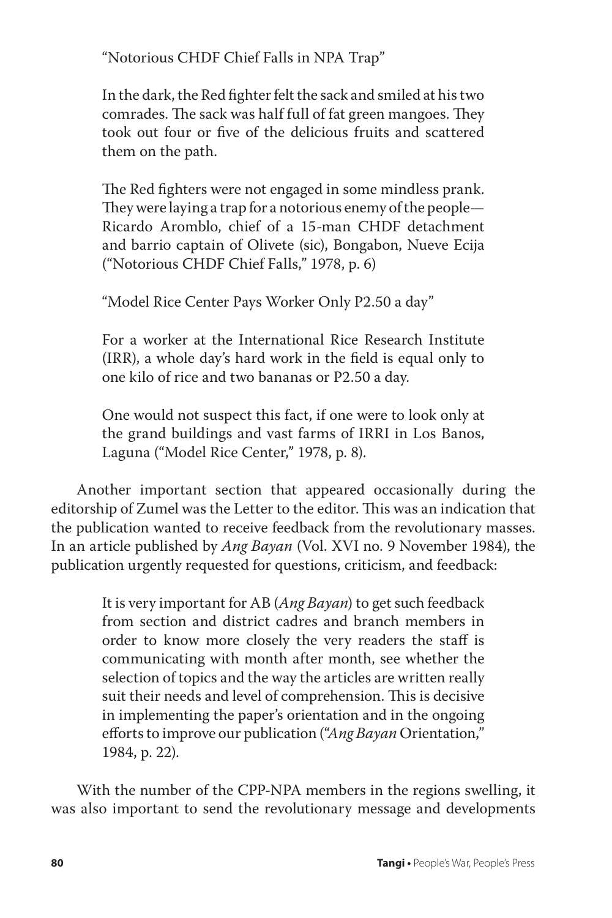> "Notorious CHDF Chief Falls in NPA Trap"
>
> In the dark, the Red fighter felt the sack and smiled at his two comrades. The sack was half full of fat green mangoes. They took out four or five of the delicious fruits and scattered them on the path.
>
> The Red fighters were not engaged in some mindless prank. They were laying a trap for a notorious enemy of the people—Ricardo Aromblo, chief of a 15-man CHDF detachment and barrio captain of Olivete (sic), Bongabon, Nueve Ecija ("Notorious CHDF Chief Falls," 1978, p. 6)
>
> "Model Rice Center Pays Worker Only P2.50 a day"
>
> For a worker at the International Rice Research Institute (IRR), a whole day's hard work in the field is equal only to one kilo of rice and two bananas or P2.50 a day.
>
> One would not suspect this fact, if one were to look only at the grand buildings and vast farms of IRRI in Los Banos, Laguna ("Model Rice Center," 1978, p. 8).

Another important section that appeared occasionally during the editorship of Zumel was the Letter to the editor. This was an indication that the publication wanted to receive feedback from the revolutionary masses. In an article published by *Ang Bayan* (Vol. XVI no. 9 November 1984), the publication urgently requested for questions, criticism, and feedback:

> It is very important for AB (*Ang Bayan*) to get such feedback from section and district cadres and branch members in order to know more closely the very readers the staff is communicating with month after month, see whether the selection of topics and the way the articles are written really suit their needs and level of comprehension. This is decisive in implementing the paper's orientation and in the ongoing efforts to improve our publication ("*Ang Bayan* Orientation," 1984, p. 22).

With the number of the CPP-NPA members in the regions swelling, it was also important to send the revolutionary message and developments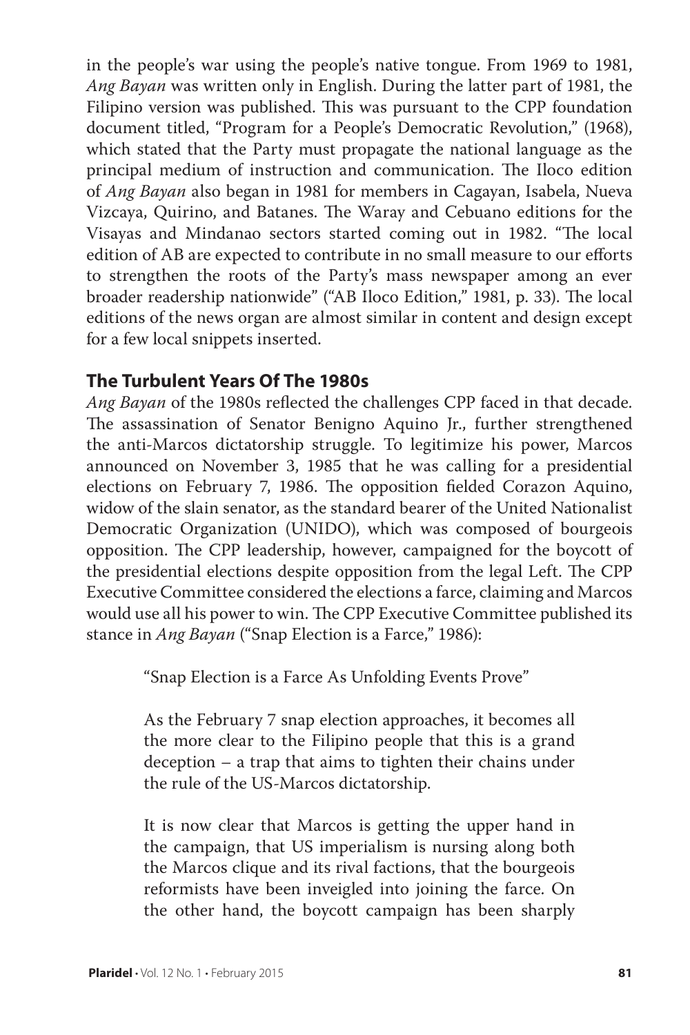in the people's war using the people's native tongue. From 1969 to 1981, *Ang Bayan* was written only in English. During the latter part of 1981, the Filipino version was published. This was pursuant to the CPP foundation document titled, "Program for a People's Democratic Revolution," (1968), which stated that the Party must propagate the national language as the principal medium of instruction and communication. The Iloco edition of *Ang Bayan* also began in 1981 for members in Cagayan, Isabela, Nueva Vizcaya, Quirino, and Batanes. The Waray and Cebuano editions for the Visayas and Mindanao sectors started coming out in 1982. "The local edition of AB are expected to contribute in no small measure to our efforts to strengthen the roots of the Party's mass newspaper among an ever broader readership nationwide" ("AB Iloco Edition," 1981, p. 33). The local editions of the news organ are almost similar in content and design except for a few local snippets inserted.

## The Turbulent Years Of The 1980s

*Ang Bayan* of the 1980s reflected the challenges CPP faced in that decade. The assassination of Senator Benigno Aquino Jr., further strengthened the anti-Marcos dictatorship struggle. To legitimize his power, Marcos announced on November 3, 1985 that he was calling for a presidential elections on February 7, 1986. The opposition fielded Corazon Aquino, widow of the slain senator, as the standard bearer of the United Nationalist Democratic Organization (UNIDO), which was composed of bourgeois opposition. The CPP leadership, however, campaigned for the boycott of the presidential elections despite opposition from the legal Left. The CPP Executive Committee considered the elections a farce, claiming and Marcos would use all his power to win. The CPP Executive Committee published its stance in *Ang Bayan* ("Snap Election is a Farce," 1986):

> "Snap Election is a Farce As Unfolding Events Prove"
>
> As the February 7 snap election approaches, it becomes all the more clear to the Filipino people that this is a grand deception – a trap that aims to tighten their chains under the rule of the US-Marcos dictatorship.
>
> It is now clear that Marcos is getting the upper hand in the campaign, that US imperialism is nursing along both the Marcos clique and its rival factions, that the bourgeois reformists have been inveigled into joining the farce. On the other hand, the boycott campaign has been sharply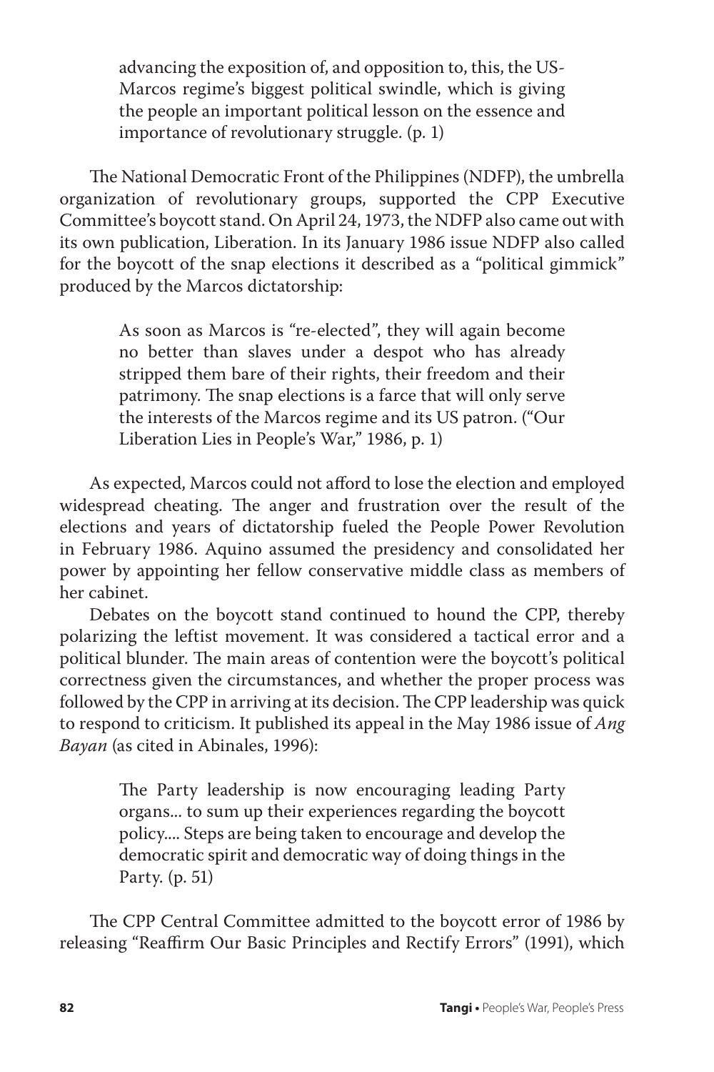> advancing the exposition of, and opposition to, this, the US-Marcos regime's biggest political swindle, which is giving the people an important political lesson on the essence and importance of revolutionary struggle. (p. 1)

The National Democratic Front of the Philippines (NDFP), the umbrella organization of revolutionary groups, supported the CPP Executive Committee's boycott stand. On April 24, 1973, the NDFP also came out with its own publication, Liberation. In its January 1986 issue NDFP also called for the boycott of the snap elections it described as a "political gimmick" produced by the Marcos dictatorship:

> As soon as Marcos is "re-elected", they will again become no better than slaves under a despot who has already stripped them bare of their rights, their freedom and their patrimony. The snap elections is a farce that will only serve the interests of the Marcos regime and its US patron. ("Our Liberation Lies in People's War," 1986, p. 1)

As expected, Marcos could not afford to lose the election and employed widespread cheating. The anger and frustration over the result of the elections and years of dictatorship fueled the People Power Revolution in February 1986. Aquino assumed the presidency and consolidated her power by appointing her fellow conservative middle class as members of her cabinet.

Debates on the boycott stand continued to hound the CPP, thereby polarizing the leftist movement. It was considered a tactical error and a political blunder. The main areas of contention were the boycott's political correctness given the circumstances, and whether the proper process was followed by the CPP in arriving at its decision. The CPP leadership was quick to respond to criticism. It published its appeal in the May 1986 issue of *Ang Bayan* (as cited in Abinales, 1996):

> The Party leadership is now encouraging leading Party organs... to sum up their experiences regarding the boycott policy.... Steps are being taken to encourage and develop the democratic spirit and democratic way of doing things in the Party. (p. 51)

The CPP Central Committee admitted to the boycott error of 1986 by releasing "Reaffirm Our Basic Principles and Rectify Errors" (1991), which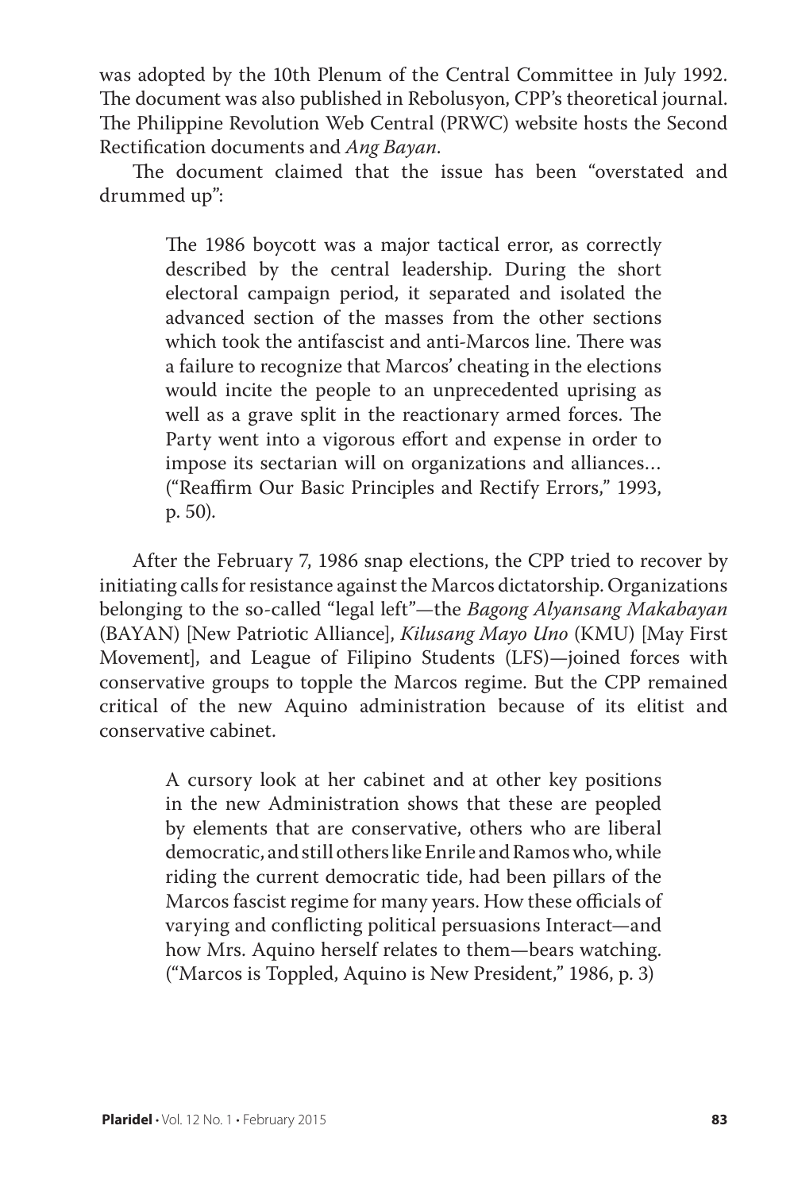was adopted by the 10th Plenum of the Central Committee in July 1992. The document was also published in Rebolusyon, CPP's theoretical journal. The Philippine Revolution Web Central (PRWC) website hosts the Second Rectification documents and *Ang Bayan*.

The document claimed that the issue has been "overstated and drummed up":

> The 1986 boycott was a major tactical error, as correctly described by the central leadership. During the short electoral campaign period, it separated and isolated the advanced section of the masses from the other sections which took the antifascist and anti-Marcos line. There was a failure to recognize that Marcos' cheating in the elections would incite the people to an unprecedented uprising as well as a grave split in the reactionary armed forces. The Party went into a vigorous effort and expense in order to impose its sectarian will on organizations and alliances… ("Reaffirm Our Basic Principles and Rectify Errors," 1993, p. 50).

After the February 7, 1986 snap elections, the CPP tried to recover by initiating calls for resistance against the Marcos dictatorship. Organizations belonging to the so-called "legal left"—the *Bagong Alyansang Makabayan* (BAYAN) [New Patriotic Alliance], *Kilusang Mayo Uno* (KMU) [May First Movement], and League of Filipino Students (LFS)—joined forces with conservative groups to topple the Marcos regime. But the CPP remained critical of the new Aquino administration because of its elitist and conservative cabinet.

> A cursory look at her cabinet and at other key positions in the new Administration shows that these are peopled by elements that are conservative, others who are liberal democratic, and still others like Enrile and Ramos who, while riding the current democratic tide, had been pillars of the Marcos fascist regime for many years. How these officials of varying and conflicting political persuasions Interact—and how Mrs. Aquino herself relates to them—bears watching. ("Marcos is Toppled, Aquino is New President," 1986, p. 3)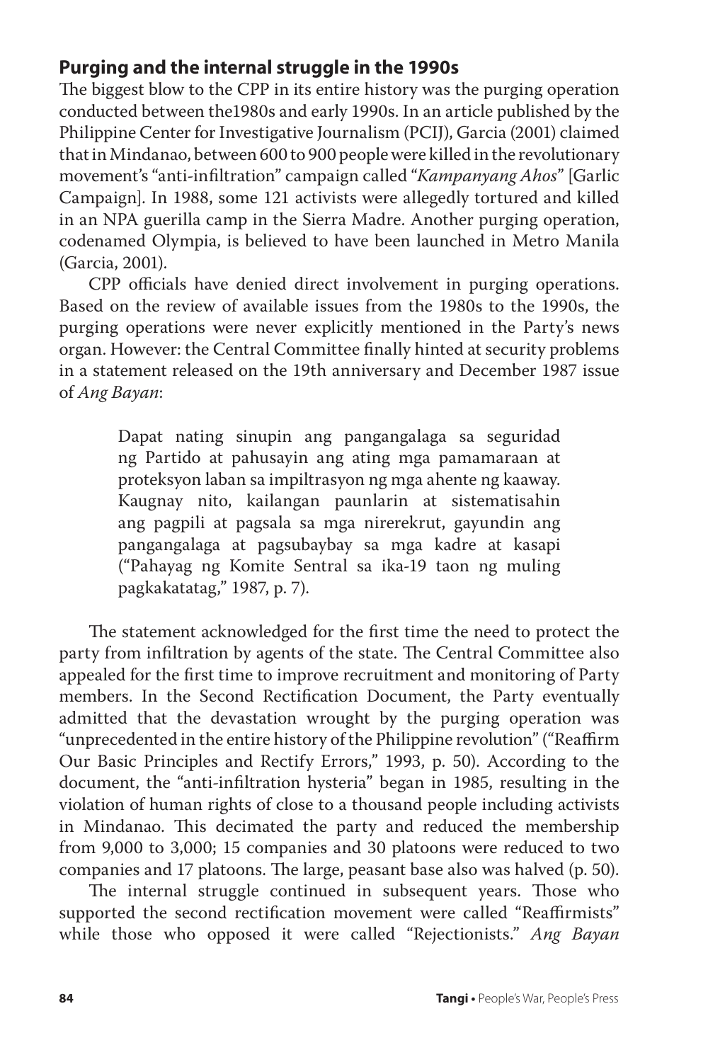## Purging and the internal struggle in the 1990s

The biggest blow to the CPP in its entire history was the purging operation conducted between the1980s and early 1990s. In an article published by the Philippine Center for Investigative Journalism (PCIJ), Garcia (2001) claimed that in Mindanao, between 600 to 900 people were killed in the revolutionary movement's "anti-infiltration" campaign called "*Kampanyang Ahos*" [Garlic Campaign]. In 1988, some 121 activists were allegedly tortured and killed in an NPA guerilla camp in the Sierra Madre. Another purging operation, codenamed Olympia, is believed to have been launched in Metro Manila (Garcia, 2001).

CPP officials have denied direct involvement in purging operations. Based on the review of available issues from the 1980s to the 1990s, the purging operations were never explicitly mentioned in the Party's news organ. However: the Central Committee finally hinted at security problems in a statement released on the 19th anniversary and December 1987 issue of *Ang Bayan*:

> Dapat nating sinupin ang pangangalaga sa seguridad ng Partido at pahusayin ang ating mga pamamaraan at proteksyon laban sa impiltrasyon ng mga ahente ng kaaway. Kaugnay nito, kailangan paunlarin at sistematisahin ang pagpili at pagsala sa mga nirerekrut, gayundin ang pangangalaga at pagsubaybay sa mga kadre at kasapi ("Pahayag ng Komite Sentral sa ika-19 taon ng muling pagkakatatag," 1987, p. 7).

The statement acknowledged for the first time the need to protect the party from infiltration by agents of the state. The Central Committee also appealed for the first time to improve recruitment and monitoring of Party members. In the Second Rectification Document, the Party eventually admitted that the devastation wrought by the purging operation was "unprecedented in the entire history of the Philippine revolution" ("Reaffirm Our Basic Principles and Rectify Errors," 1993, p. 50). According to the document, the "anti-infiltration hysteria" began in 1985, resulting in the violation of human rights of close to a thousand people including activists in Mindanao. This decimated the party and reduced the membership from 9,000 to 3,000; 15 companies and 30 platoons were reduced to two companies and 17 platoons. The large, peasant base also was halved (p. 50).

The internal struggle continued in subsequent years. Those who supported the second rectification movement were called "Reaffirmists" while those who opposed it were called "Rejectionists." *Ang Bayan*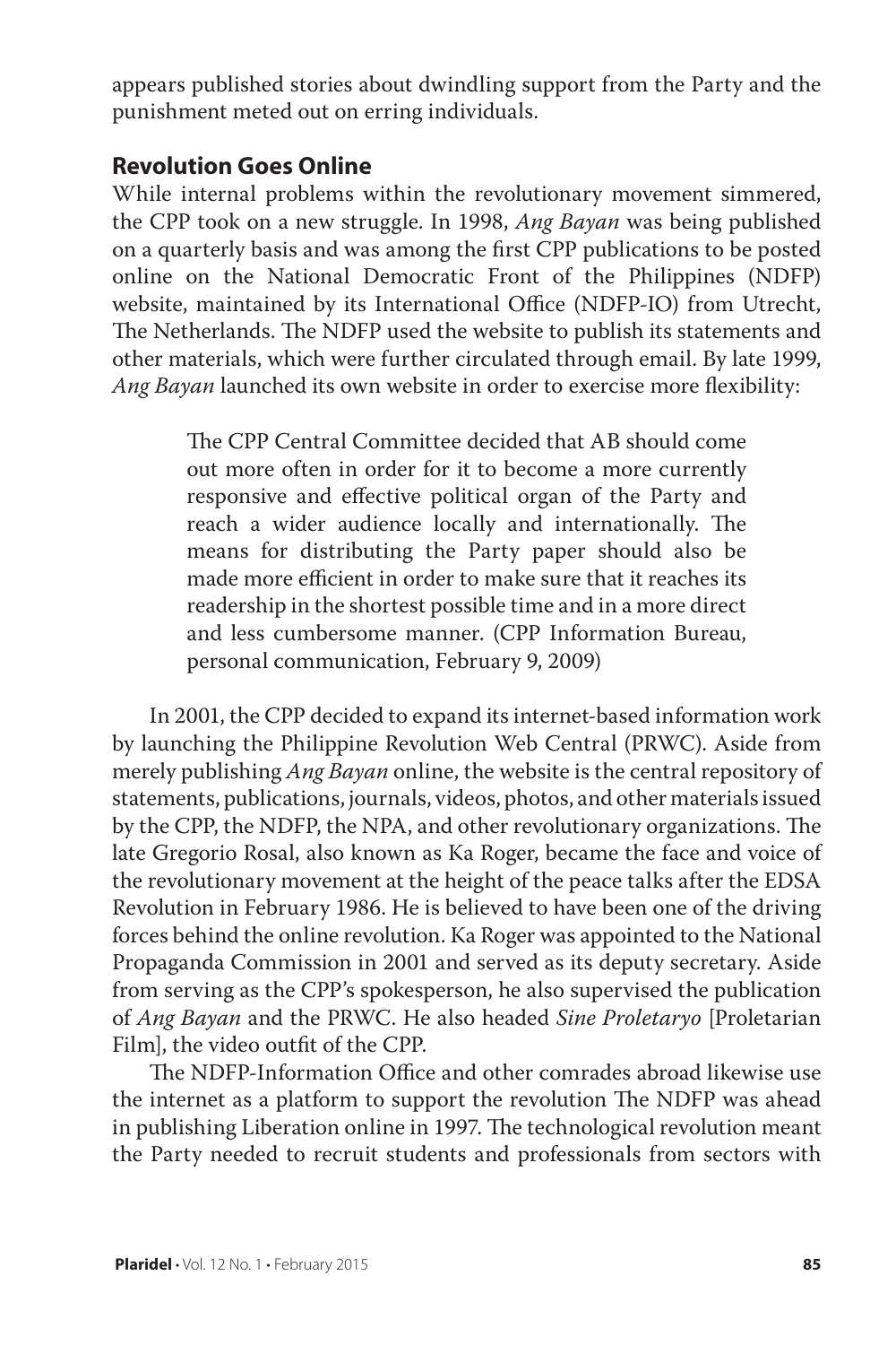appears published stories about dwindling support from the Party and the punishment meted out on erring individuals.

## Revolution Goes Online

While internal problems within the revolutionary movement simmered, the CPP took on a new struggle. In 1998, *Ang Bayan* was being published on a quarterly basis and was among the first CPP publications to be posted online on the National Democratic Front of the Philippines (NDFP) website, maintained by its International Office (NDFP-IO) from Utrecht, The Netherlands. The NDFP used the website to publish its statements and other materials, which were further circulated through email. By late 1999, *Ang Bayan* launched its own website in order to exercise more flexibility:

> The CPP Central Committee decided that AB should come out more often in order for it to become a more currently responsive and effective political organ of the Party and reach a wider audience locally and internationally. The means for distributing the Party paper should also be made more efficient in order to make sure that it reaches its readership in the shortest possible time and in a more direct and less cumbersome manner. (CPP Information Bureau, personal communication, February 9, 2009)

In 2001, the CPP decided to expand its internet-based information work by launching the Philippine Revolution Web Central (PRWC). Aside from merely publishing *Ang Bayan* online, the website is the central repository of statements, publications, journals, videos, photos, and other materials issued by the CPP, the NDFP, the NPA, and other revolutionary organizations. The late Gregorio Rosal, also known as Ka Roger, became the face and voice of the revolutionary movement at the height of the peace talks after the EDSA Revolution in February 1986. He is believed to have been one of the driving forces behind the online revolution. Ka Roger was appointed to the National Propaganda Commission in 2001 and served as its deputy secretary. Aside from serving as the CPP's spokesperson, he also supervised the publication of *Ang Bayan* and the PRWC. He also headed *Sine Proletaryo* [Proletarian Film], the video outfit of the CPP.

The NDFP-Information Office and other comrades abroad likewise use the internet as a platform to support the revolution The NDFP was ahead in publishing Liberation online in 1997. The technological revolution meant the Party needed to recruit students and professionals from sectors with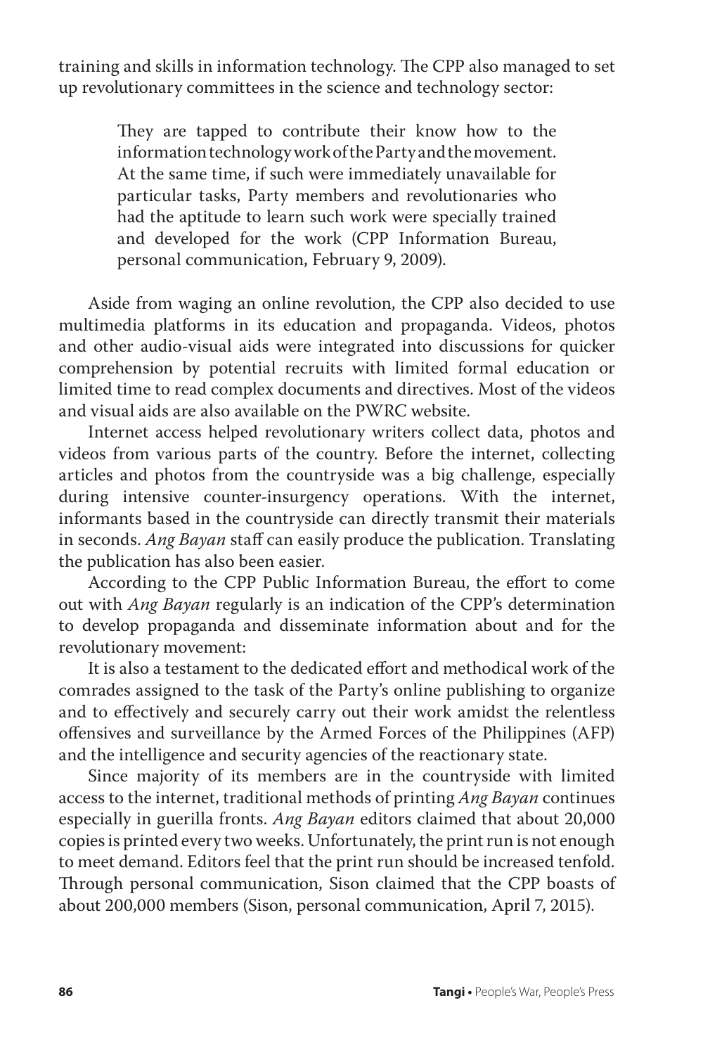training and skills in information technology. The CPP also managed to set up revolutionary committees in the science and technology sector:

> They are tapped to contribute their know how to the information technology work of the Party and the movement. At the same time, if such were immediately unavailable for particular tasks, Party members and revolutionaries who had the aptitude to learn such work were specially trained and developed for the work (CPP Information Bureau, personal communication, February 9, 2009).

Aside from waging an online revolution, the CPP also decided to use multimedia platforms in its education and propaganda. Videos, photos and other audio-visual aids were integrated into discussions for quicker comprehension by potential recruits with limited formal education or limited time to read complex documents and directives. Most of the videos and visual aids are also available on the PWRC website.

Internet access helped revolutionary writers collect data, photos and videos from various parts of the country. Before the internet, collecting articles and photos from the countryside was a big challenge, especially during intensive counter-insurgency operations. With the internet, informants based in the countryside can directly transmit their materials in seconds. *Ang Bayan* staff can easily produce the publication. Translating the publication has also been easier.

According to the CPP Public Information Bureau, the effort to come out with *Ang Bayan* regularly is an indication of the CPP's determination to develop propaganda and disseminate information about and for the revolutionary movement:

It is also a testament to the dedicated effort and methodical work of the comrades assigned to the task of the Party's online publishing to organize and to effectively and securely carry out their work amidst the relentless offensives and surveillance by the Armed Forces of the Philippines (AFP) and the intelligence and security agencies of the reactionary state.

Since majority of its members are in the countryside with limited access to the internet, traditional methods of printing *Ang Bayan* continues especially in guerilla fronts. *Ang Bayan* editors claimed that about 20,000 copies is printed every two weeks. Unfortunately, the print run is not enough to meet demand. Editors feel that the print run should be increased tenfold. Through personal communication, Sison claimed that the CPP boasts of about 200,000 members (Sison, personal communication, April 7, 2015).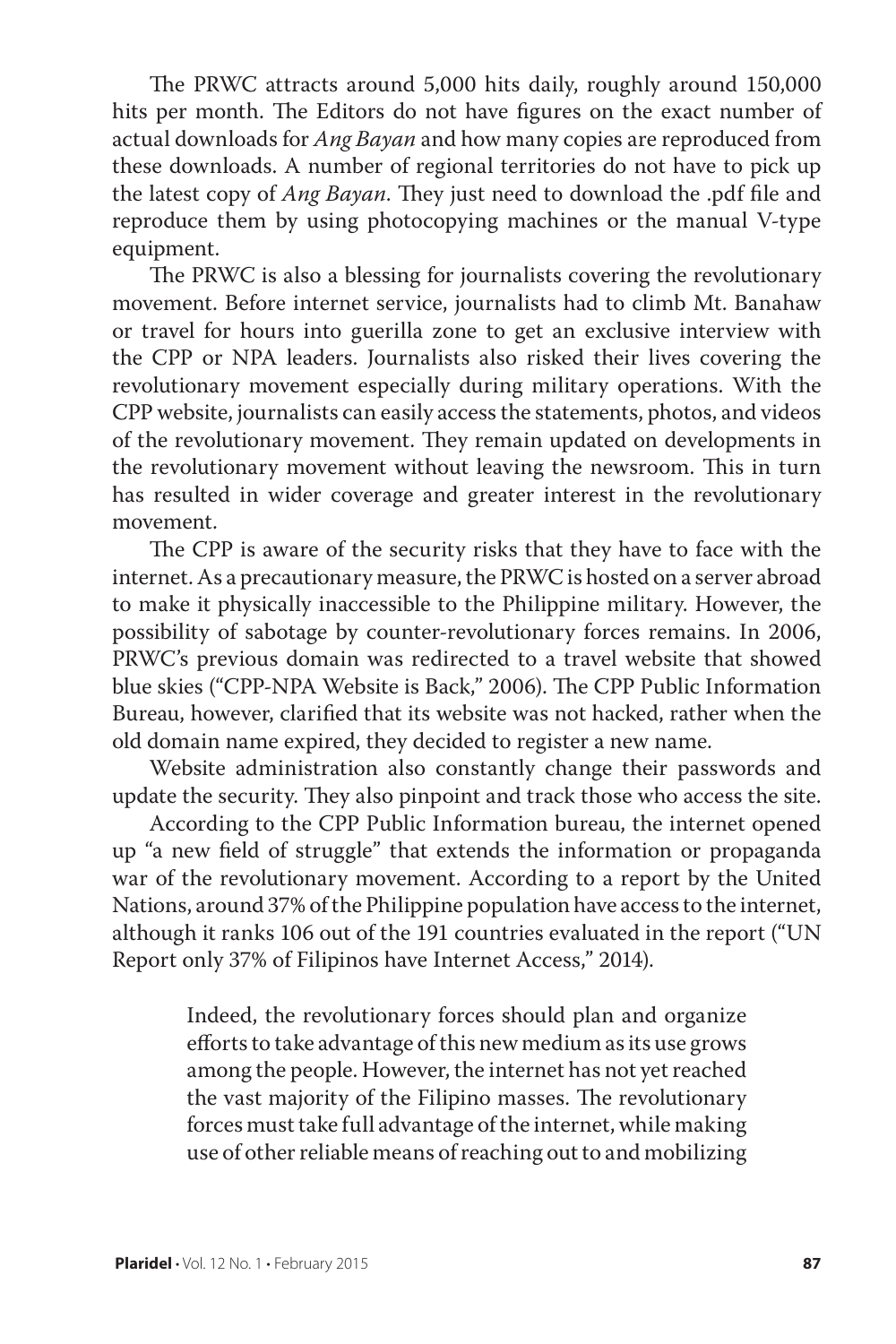The PRWC attracts around 5,000 hits daily, roughly around 150,000 hits per month. The Editors do not have figures on the exact number of actual downloads for *Ang Bayan* and how many copies are reproduced from these downloads. A number of regional territories do not have to pick up the latest copy of *Ang Bayan*. They just need to download the .pdf file and reproduce them by using photocopying machines or the manual V-type equipment.

The PRWC is also a blessing for journalists covering the revolutionary movement. Before internet service, journalists had to climb Mt. Banahaw or travel for hours into guerilla zone to get an exclusive interview with the CPP or NPA leaders. Journalists also risked their lives covering the revolutionary movement especially during military operations. With the CPP website, journalists can easily access the statements, photos, and videos of the revolutionary movement. They remain updated on developments in the revolutionary movement without leaving the newsroom. This in turn has resulted in wider coverage and greater interest in the revolutionary movement.

The CPP is aware of the security risks that they have to face with the internet. As a precautionary measure, the PRWC is hosted on a server abroad to make it physically inaccessible to the Philippine military. However, the possibility of sabotage by counter-revolutionary forces remains. In 2006, PRWC's previous domain was redirected to a travel website that showed blue skies ("CPP-NPA Website is Back," 2006). The CPP Public Information Bureau, however, clarified that its website was not hacked, rather when the old domain name expired, they decided to register a new name.

Website administration also constantly change their passwords and update the security. They also pinpoint and track those who access the site.

According to the CPP Public Information bureau, the internet opened up "a new field of struggle" that extends the information or propaganda war of the revolutionary movement. According to a report by the United Nations, around 37% of the Philippine population have access to the internet, although it ranks 106 out of the 191 countries evaluated in the report ("UN Report only 37% of Filipinos have Internet Access," 2014).

> Indeed, the revolutionary forces should plan and organize efforts to take advantage of this new medium as its use grows among the people. However, the internet has not yet reached the vast majority of the Filipino masses. The revolutionary forces must take full advantage of the internet, while making use of other reliable means of reaching out to and mobilizing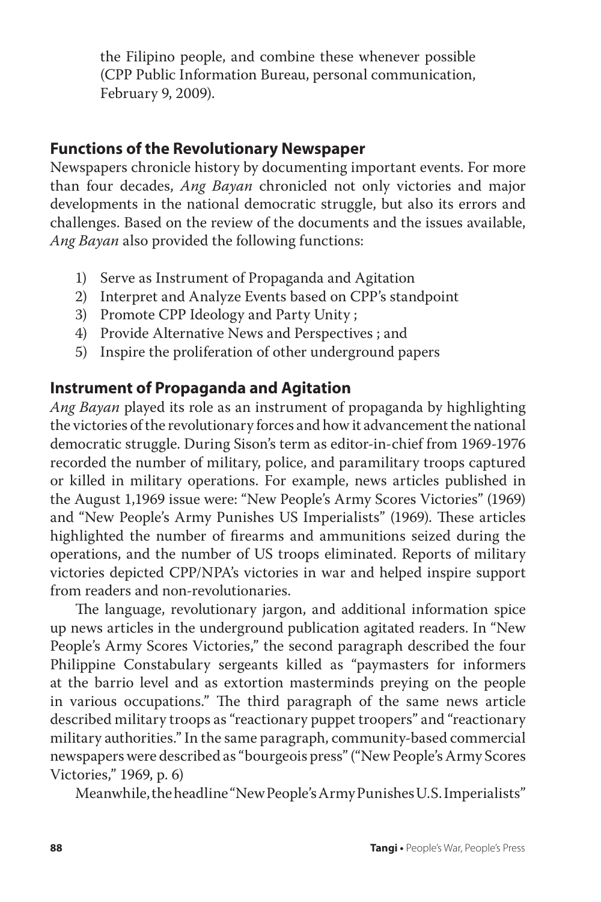the Filipino people, and combine these whenever possible (CPP Public Information Bureau, personal communication, February 9, 2009).

## Functions of the Revolutionary Newspaper

Newspapers chronicle history by documenting important events. For more than four decades, *Ang Bayan* chronicled not only victories and major developments in the national democratic struggle, but also its errors and challenges. Based on the review of the documents and the issues available, *Ang Bayan* also provided the following functions:

1) Serve as Instrument of Propaganda and Agitation
2) Interpret and Analyze Events based on CPP's standpoint
3) Promote CPP Ideology and Party Unity ;
4) Provide Alternative News and Perspectives ; and
5) Inspire the proliferation of other underground papers

## Instrument of Propaganda and Agitation

*Ang Bayan* played its role as an instrument of propaganda by highlighting the victories of the revolutionary forces and how it advancement the national democratic struggle. During Sison's term as editor-in-chief from 1969-1976 recorded the number of military, police, and paramilitary troops captured or killed in military operations. For example, news articles published in the August 1,1969 issue were: "New People's Army Scores Victories" (1969) and "New People's Army Punishes US Imperialists" (1969). These articles highlighted the number of firearms and ammunitions seized during the operations, and the number of US troops eliminated. Reports of military victories depicted CPP/NPA's victories in war and helped inspire support from readers and non-revolutionaries.

The language, revolutionary jargon, and additional information spice up news articles in the underground publication agitated readers. In "New People's Army Scores Victories," the second paragraph described the four Philippine Constabulary sergeants killed as "paymasters for informers at the barrio level and as extortion masterminds preying on the people in various occupations." The third paragraph of the same news article described military troops as "reactionary puppet troopers" and "reactionary military authorities." In the same paragraph, community-based commercial newspapers were described as "bourgeois press" ("New People's Army Scores Victories," 1969, p. 6)

Meanwhile, the headline "New People's Army Punishes U.S. Imperialists"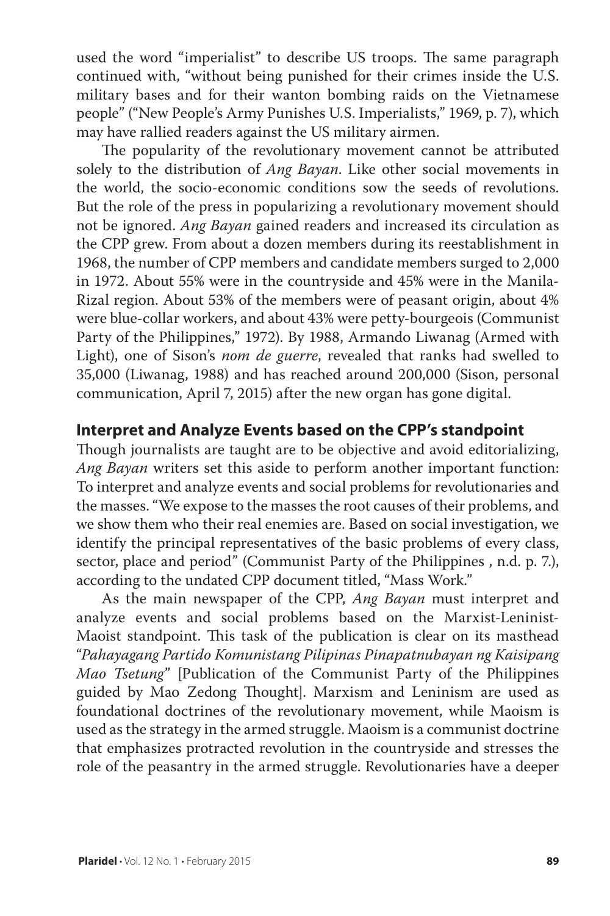used the word "imperialist" to describe US troops. The same paragraph continued with, "without being punished for their crimes inside the U.S. military bases and for their wanton bombing raids on the Vietnamese people" ("New People's Army Punishes U.S. Imperialists," 1969, p. 7), which may have rallied readers against the US military airmen.

The popularity of the revolutionary movement cannot be attributed solely to the distribution of *Ang Bayan*. Like other social movements in the world, the socio-economic conditions sow the seeds of revolutions. But the role of the press in popularizing a revolutionary movement should not be ignored. *Ang Bayan* gained readers and increased its circulation as the CPP grew. From about a dozen members during its reestablishment in 1968, the number of CPP members and candidate members surged to 2,000 in 1972. About 55% were in the countryside and 45% were in the Manila-Rizal region. About 53% of the members were of peasant origin, about 4% were blue-collar workers, and about 43% were petty-bourgeois (Communist Party of the Philippines," 1972). By 1988, Armando Liwanag (Armed with Light), one of Sison's *nom de guerre*, revealed that ranks had swelled to 35,000 (Liwanag, 1988) and has reached around 200,000 (Sison, personal communication, April 7, 2015) after the new organ has gone digital.

## Interpret and Analyze Events based on the CPP's standpoint

Though journalists are taught are to be objective and avoid editorializing, *Ang Bayan* writers set this aside to perform another important function: To interpret and analyze events and social problems for revolutionaries and the masses. "We expose to the masses the root causes of their problems, and we show them who their real enemies are. Based on social investigation, we identify the principal representatives of the basic problems of every class, sector, place and period" (Communist Party of the Philippines , n.d. p. 7.), according to the undated CPP document titled, "Mass Work."

As the main newspaper of the CPP, *Ang Bayan* must interpret and analyze events and social problems based on the Marxist-Leninist-Maoist standpoint. This task of the publication is clear on its masthead "*Pahayagang Partido Komunistang Pilipinas Pinapatnubayan ng Kaisipang Mao Tsetung*" [Publication of the Communist Party of the Philippines guided by Mao Zedong Thought]. Marxism and Leninism are used as foundational doctrines of the revolutionary movement, while Maoism is used as the strategy in the armed struggle. Maoism is a communist doctrine that emphasizes protracted revolution in the countryside and stresses the role of the peasantry in the armed struggle. Revolutionaries have a deeper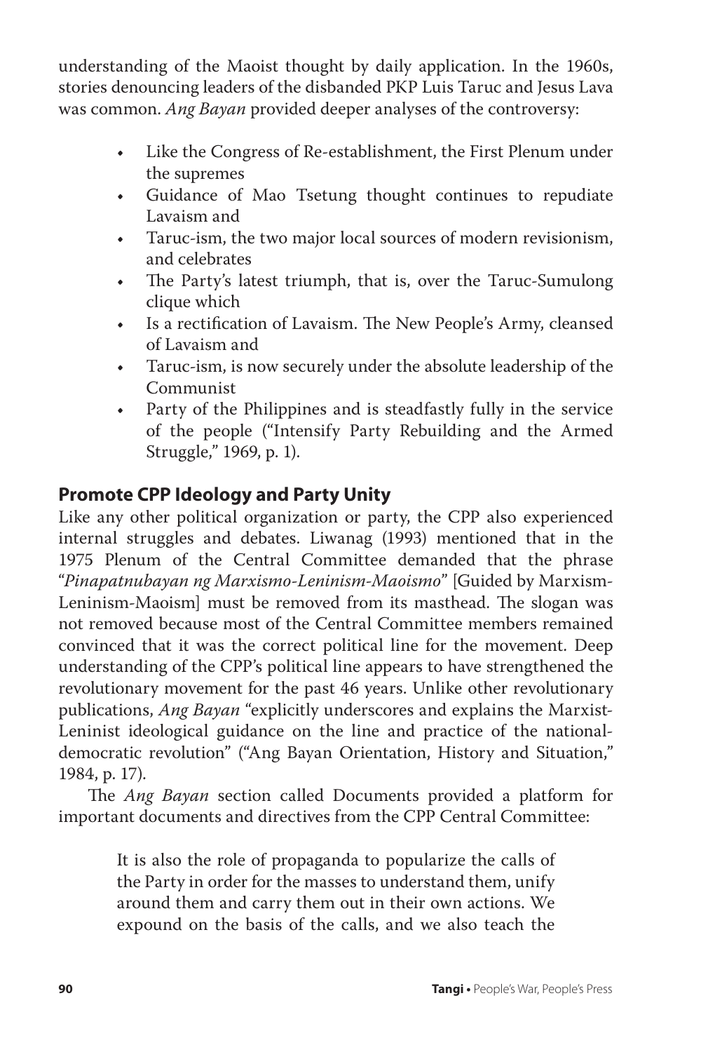understanding of the Maoist thought by daily application. In the 1960s, stories denouncing leaders of the disbanded PKP Luis Taruc and Jesus Lava was common. *Ang Bayan* provided deeper analyses of the controversy:

- Like the Congress of Re-establishment, the First Plenum under the supremes
- Guidance of Mao Tsetung thought continues to repudiate Lavaism and
- Taruc-ism, the two major local sources of modern revisionism, and celebrates
- The Party's latest triumph, that is, over the Taruc-Sumulong clique which
- Is a rectification of Lavaism. The New People's Army, cleansed of Lavaism and
- Taruc-ism, is now securely under the absolute leadership of the Communist
- Party of the Philippines and is steadfastly fully in the service of the people ("Intensify Party Rebuilding and the Armed Struggle," 1969, p. 1).

## Promote CPP Ideology and Party Unity

Like any other political organization or party, the CPP also experienced internal struggles and debates. Liwanag (1993) mentioned that in the 1975 Plenum of the Central Committee demanded that the phrase "*Pinapatnubayan ng Marxismo-Leninismo-Maoismo*" [Guided by Marxism-Leninism-Maoism] must be removed from its masthead. The slogan was not removed because most of the Central Committee members remained convinced that it was the correct political line for the movement. Deep understanding of the CPP's political line appears to have strengthened the revolutionary movement for the past 46 years. Unlike other revolutionary publications, *Ang Bayan* "explicitly underscores and explains the Marxist-Leninist ideological guidance on the line and practice of the national-democratic revolution" ("Ang Bayan Orientation, History and Situation," 1984, p. 17).

The *Ang Bayan* section called Documents provided a platform for important documents and directives from the CPP Central Committee:

> It is also the role of propaganda to popularize the calls of the Party in order for the masses to understand them, unify around them and carry them out in their own actions. We expound on the basis of the calls, and we also teach the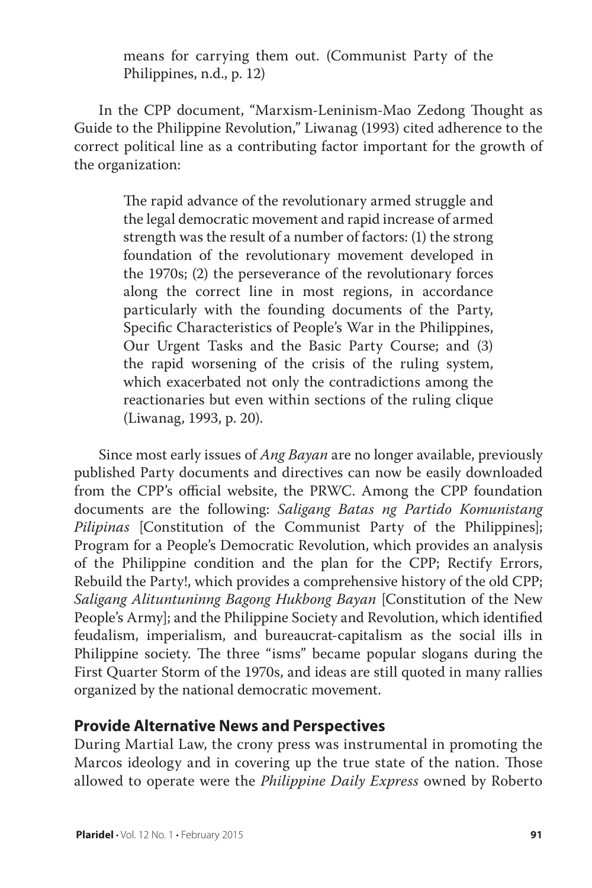> means for carrying them out. (Communist Party of the Philippines, n.d., p. 12)

In the CPP document, "Marxism-Leninism-Mao Zedong Thought as Guide to the Philippine Revolution," Liwanag (1993) cited adherence to the correct political line as a contributing factor important for the growth of the organization:

> The rapid advance of the revolutionary armed struggle and the legal democratic movement and rapid increase of armed strength was the result of a number of factors: (1) the strong foundation of the revolutionary movement developed in the 1970s; (2) the perseverance of the revolutionary forces along the correct line in most regions, in accordance particularly with the founding documents of the Party, Specific Characteristics of People's War in the Philippines, Our Urgent Tasks and the Basic Party Course; and (3) the rapid worsening of the crisis of the ruling system, which exacerbated not only the contradictions among the reactionaries but even within sections of the ruling clique (Liwanag, 1993, p. 20).

Since most early issues of *Ang Bayan* are no longer available, previously published Party documents and directives can now be easily downloaded from the CPP's official website, the PRWC. Among the CPP foundation documents are the following: *Saligang Batas ng Partidong Komunistang Pilipinas* [Constitution of the Communist Party of the Philippines]; Program for a People's Democratic Revolution, which provides an analysis of the Philippine condition and the plan for the CPP; Rectify Errors, Rebuild the Party!, which provides a comprehensive history of the old CPP; *Saligang Alituntuninng Bagong Hukbong Bayan* [Constitution of the New People's Army]; and the Philippine Society and Revolution, which identified feudalism, imperialism, and bureaucrat-capitalism as the social ills in Philippine society. The three "isms" became popular slogans during the First Quarter Storm of the 1970s, and ideas are still quoted in many rallies organized by the national democratic movement.

## Provide Alternative News and Perspectives

During Martial Law, the crony press was instrumental in promoting the Marcos ideology and in covering up the true state of the nation. Those allowed to operate were the *Philippine Daily Express* owned by Roberto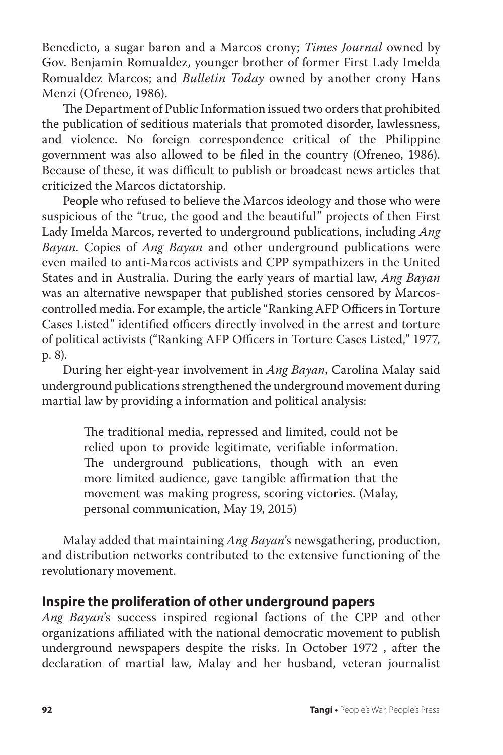Benedicto, a sugar baron and a Marcos crony; *Times Journal* owned by Gov. Benjamin Romualdez, younger brother of former First Lady Imelda Romualdez Marcos; and *Bulletin Today* owned by another crony Hans Menzi (Ofreneo, 1986).

The Department of Public Information issued two orders that prohibited the publication of seditious materials that promoted disorder, lawlessness, and violence. No foreign correspondence critical of the Philippine government was also allowed to be filed in the country (Ofreneo, 1986). Because of these, it was difficult to publish or broadcast news articles that criticized the Marcos dictatorship.

People who refused to believe the Marcos ideology and those who were suspicious of the "true, the good and the beautiful" projects of then First Lady Imelda Marcos, reverted to underground publications, including *Ang Bayan*. Copies of *Ang Bayan* and other underground publications were even mailed to anti-Marcos activists and CPP sympathizers in the United States and in Australia. During the early years of martial law, *Ang Bayan* was an alternative newspaper that published stories censored by Marcos-controlled media. For example, the article "Ranking AFP Officers in Torture Cases Listed" identified officers directly involved in the arrest and torture of political activists ("Ranking AFP Officers in Torture Cases Listed," 1977, p. 8).

During her eight-year involvement in *Ang Bayan*, Carolina Malay said underground publications strengthened the underground movement during martial law by providing a information and political analysis:

> The traditional media, repressed and limited, could not be relied upon to provide legitimate, verifiable information. The underground publications, though with an even more limited audience, gave tangible affirmation that the movement was making progress, scoring victories. (Malay, personal communication, May 19, 2015)

Malay added that maintaining *Ang Bayan*'s newsgathering, production, and distribution networks contributed to the extensive functioning of the revolutionary movement.

## Inspire the proliferation of other underground papers

*Ang Bayan*'s success inspired regional factions of the CPP and other organizations affiliated with the national democratic movement to publish underground newspapers despite the risks. In October 1972 , after the declaration of martial law, Malay and her husband, veteran journalist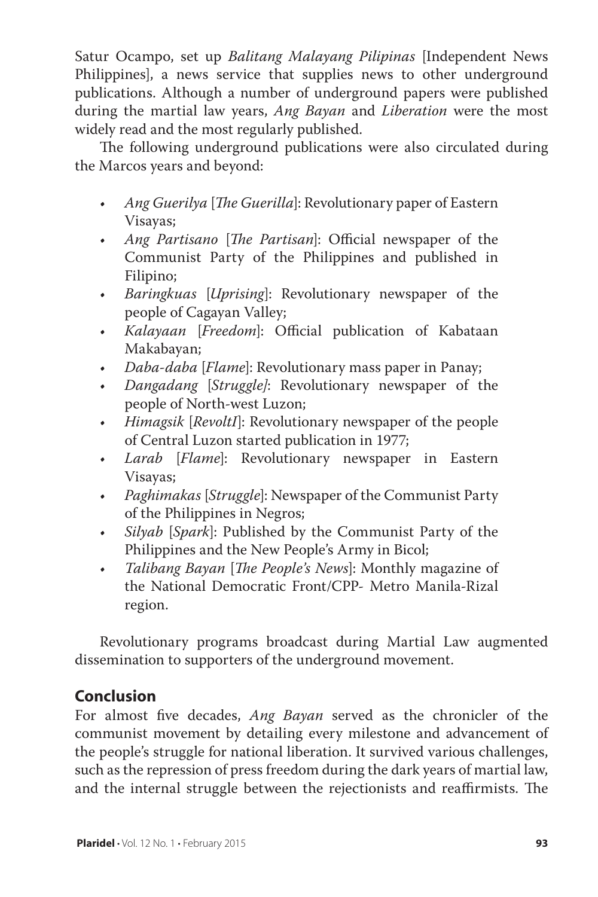Satur Ocampo, set up *Balitang Malayang Pilipinas* [Independent News Philippines], a news service that supplies news to other underground publications. Although a number of underground papers were published during the martial law years, *Ang Bayan* and *Liberation* were the most widely read and the most regularly published.

The following underground publications were also circulated during the Marcos years and beyond:

- *Ang Guerilya* [*The Guerilla*]: Revolutionary paper of Eastern Visayas;
- *Ang Partisano* [*The Partisan*]: Official newspaper of the Communist Party of the Philippines and published in Filipino;
- *Baringkuas* [*Uprising*]: Revolutionary newspaper of the people of Cagayan Valley;
- *Kalayaan* [*Freedom*]: Official publication of Kabataan Makabayan;
- *Daba-daba* [*Flame*]: Revolutionary mass paper in Panay;
- *Dangadang* [*Struggle]*: Revolutionary newspaper of the people of North-west Luzon;
- *Himagsik* [*RevoltI*]: Revolutionary newspaper of the people of Central Luzon started publication in 1977;
- *Larab* [*Flame*]: Revolutionary newspaper in Eastern Visayas;
- *Paghimakas* [*Struggle*]: Newspaper of the Communist Party of the Philippines in Negros;
- *Silyab* [*Spark*]: Published by the Communist Party of the Philippines and the New People's Army in Bicol;
- *Talibang Bayan* [*The People's News*]: Monthly magazine of the National Democratic Front/CPP- Metro Manila-Rizal region.

Revolutionary programs broadcast during Martial Law augmented dissemination to supporters of the underground movement.

## Conclusion

For almost five decades, *Ang Bayan* served as the chronicler of the communist movement by detailing every milestone and advancement of the people's struggle for national liberation. It survived various challenges, such as the repression of press freedom during the dark years of martial law, and the internal struggle between the rejectionists and reaffirmists. The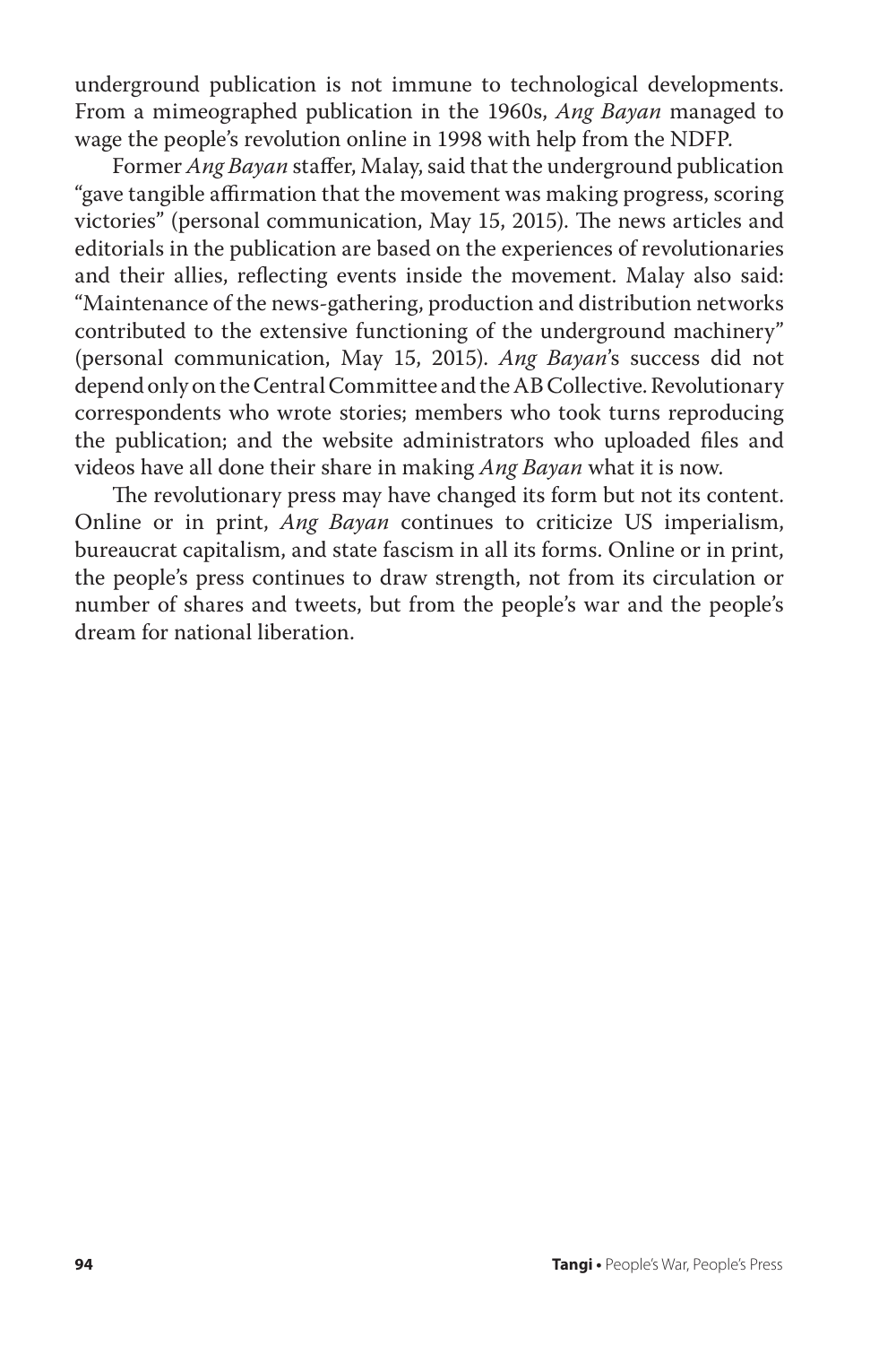underground publication is not immune to technological developments. From a mimeographed publication in the 1960s, *Ang Bayan* managed to wage the people's revolution online in 1998 with help from the NDFP.

Former *Ang Bayan* staffer, Malay, said that the underground publication "gave tangible affirmation that the movement was making progress, scoring victories" (personal communication, May 15, 2015). The news articles and editorials in the publication are based on the experiences of revolutionaries and their allies, reflecting events inside the movement. Malay also said: "Maintenance of the news-gathering, production and distribution networks contributed to the extensive functioning of the underground machinery" (personal communication, May 15, 2015). *Ang Bayan*'s success did not depend only on the Central Committee and the AB Collective. Revolutionary correspondents who wrote stories; members who took turns reproducing the publication; and the website administrators who uploaded files and videos have all done their share in making *Ang Bayan* what it is now.

The revolutionary press may have changed its form but not its content. Online or in print, *Ang Bayan* continues to criticize US imperialism, bureaucrat capitalism, and state fascism in all its forms. Online or in print, the people's press continues to draw strength, not from its circulation or number of shares and tweets, but from the people's war and the people's dream for national liberation.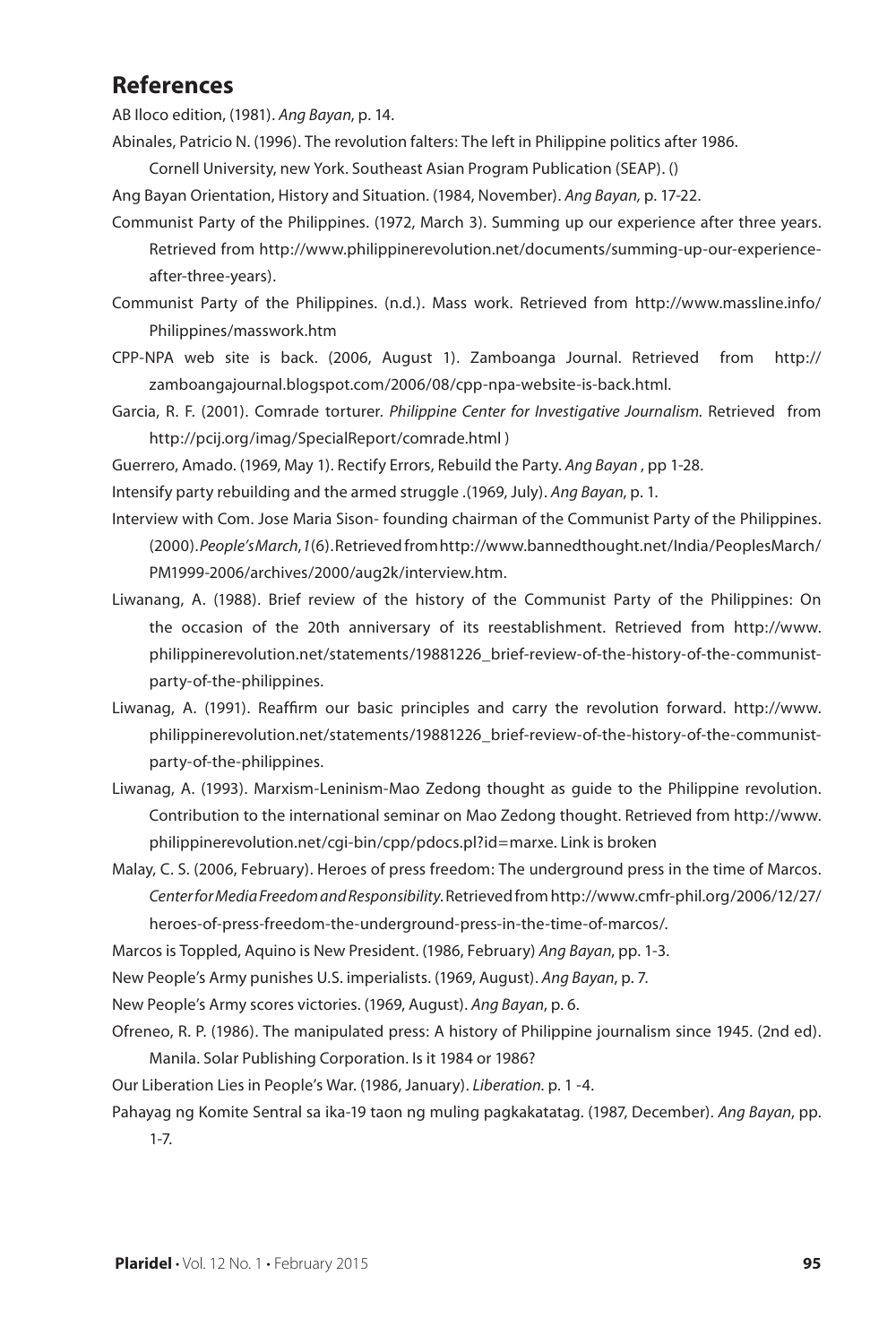## References

AB Iloco edition, (1981). *Ang Bayan*, p. 14.

Abinales, Patricio N. (1996). The revolution falters: The left in Philippine politics after 1986. Cornell University, new York. Southeast Asian Program Publication (SEAP). ()

Ang Bayan Orientation, History and Situation. (1984, November). *Ang Bayan,* p. 17-22.

Communist Party of the Philippines. (1972, March 3). Summing up our experience after three years. Retrieved from http://www.philippinerevolution.net/documents/summing-up-our-experience-after-three-years).

Communist Party of the Philippines. (n.d.). Mass work. Retrieved from http://www.massline.info/Philippines/masswork.htm

CPP-NPA web site is back. (2006, August 1). Zamboanga Journal. Retrieved from http://zamboangajournal.blogspot.com/2006/08/cpp-npa-website-is-back.html.

Garcia, R. F. (2001). Comrade torturer. *Philippine Center for Investigative Journalism.* Retrieved from http://pcij.org/imag/SpecialReport/comrade.html )

Guerrero, Amado. (1969, May 1). Rectify Errors, Rebuild the Party. *Ang Bayan* , pp 1-28.

Intensify party rebuilding and the armed struggle .(1969, July). *Ang Bayan*, p. 1.

Interview with Com. Jose Maria Sison- founding chairman of the Communist Party of the Philippines. (2000). *People's March*, *1*(6). Retrieved from http://www.bannedthought.net/India/PeoplesMarch/PM1999-2006/archives/2000/aug2k/interview.htm.

Liwanang, A. (1988). Brief review of the history of the Communist Party of the Philippines: On the occasion of the 20th anniversary of its reestablishment. Retrieved from http://www.philippinerevolution.net/statements/19881226_brief-review-of-the-history-of-the-communist-party-of-the-philippines.

Liwanag, A. (1991). Reaffirm our basic principles and carry the revolution forward. http://www.philippinerevolution.net/statements/19881226_brief-review-of-the-history-of-the-communist-party-of-the-philippines.

Liwanag, A. (1993). Marxism-Leninism-Mao Zedong thought as guide to the Philippine revolution. Contribution to the international seminar on Mao Zedong thought. Retrieved from http://www.philippinerevolution.net/cgi-bin/cpp/pdocs.pl?id=marxe. Link is broken

Malay, C. S. (2006, February). Heroes of press freedom: The underground press in the time of Marcos. *Center for Media Freedom and Responsibility.* Retrieved from http://www.cmfr-phil.org/2006/12/27/heroes-of-press-freedom-the-underground-press-in-the-time-of-marcos/.

Marcos is Toppled, Aquino is New President. (1986, February) *Ang Bayan*, pp. 1-3.

New People's Army punishes U.S. imperialists. (1969, August). *Ang Bayan*, p. 7.

New People's Army scores victories. (1969, August). *Ang Bayan*, p. 6.

Ofreneo, R. P. (1986). The manipulated press: A history of Philippine journalism since 1945. (2nd ed). Manila. Solar Publishing Corporation. Is it 1984 or 1986?

Our Liberation Lies in People's War. (1986, January). *Liberation.* p. 1 -4.

Pahayag ng Komite Sentral sa ika-19 taon ng muling pagkakatatag. (1987, December). *Ang Bayan*, pp. 1-7.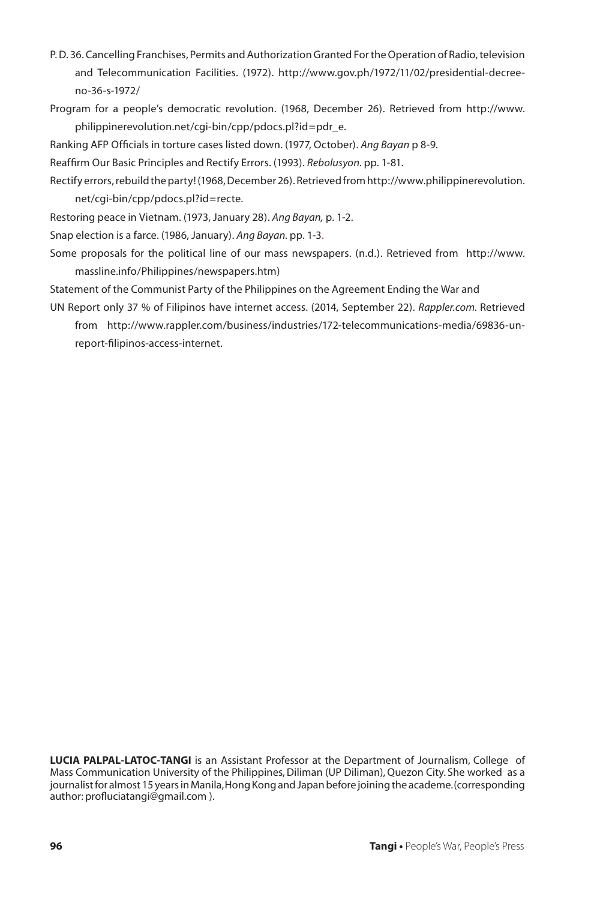P. D. 36. Cancelling Franchises, Permits and Authorization Granted For the Operation of Radio, television and Telecommunication Facilities. (1972). http://www.gov.ph/1972/11/02/presidential-decree-no-36-s-1972/

Program for a people's democratic revolution. (1968, December 26). Retrieved from http://www.philippinerevolution.net/cgi-bin/cpp/pdocs.pl?id=pdr_e.

Ranking AFP Officials in torture cases listed down. (1977, October). *Ang Bayan* p 8-9.

Reaffirm Our Basic Principles and Rectify Errors. (1993). *Rebolusyon*. pp. 1-81.

Rectify errors, rebuild the party! (1968, December 26). Retrieved from http://www.philippinerevolution.net/cgi-bin/cpp/pdocs.pl?id=recte.

Restoring peace in Vietnam. (1973, January 28). *Ang Bayan,* p. 1-2.

Snap election is a farce. (1986, January). *Ang Bayan*. pp. 1-3.

Some proposals for the political line of our mass newspapers. (n.d.). Retrieved from http://www.massline.info/Philippines/newspapers.htm)

Statement of the Communist Party of the Philippines on the Agreement Ending the War and

UN Report only 37 % of Filipinos have internet access. (2014, September 22). *Rappler.com.* Retrieved from http://www.rappler.com/business/industries/172-telecommunications-media/69836-un-report-filipinos-access-internet.

**LUCIA PALPAL-LATOC-TANGI** is an Assistant Professor at the Department of Journalism, College of Mass Communication University of the Philippines, Diliman (UP Diliman), Quezon City. She worked as a journalist for almost 15 years in Manila, Hong Kong and Japan before joining the academe. (corresponding author: profluciatangi@gmail.com ).